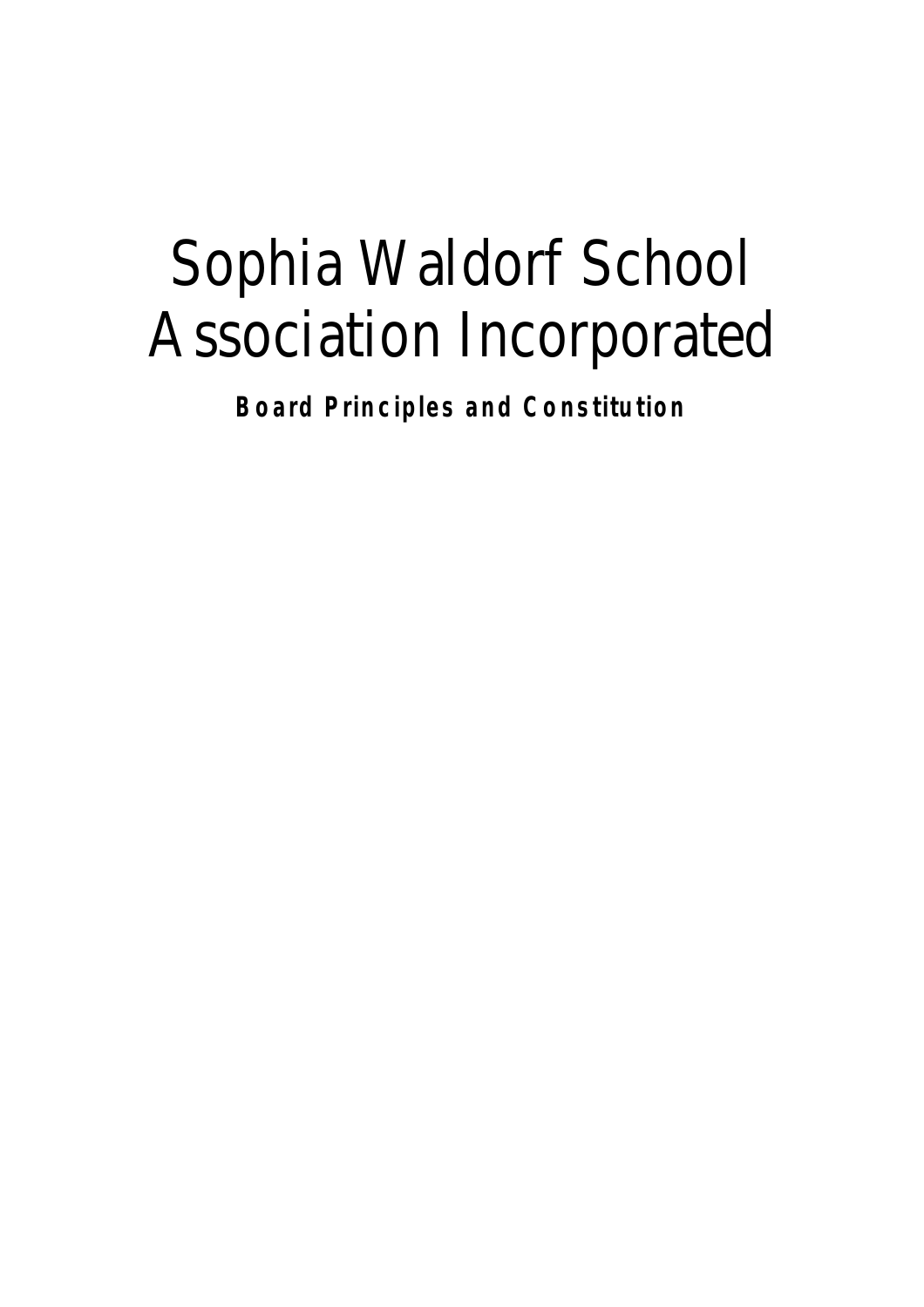# Sophia Waldorf School Association Incorporated

**Board Principles and Constitution**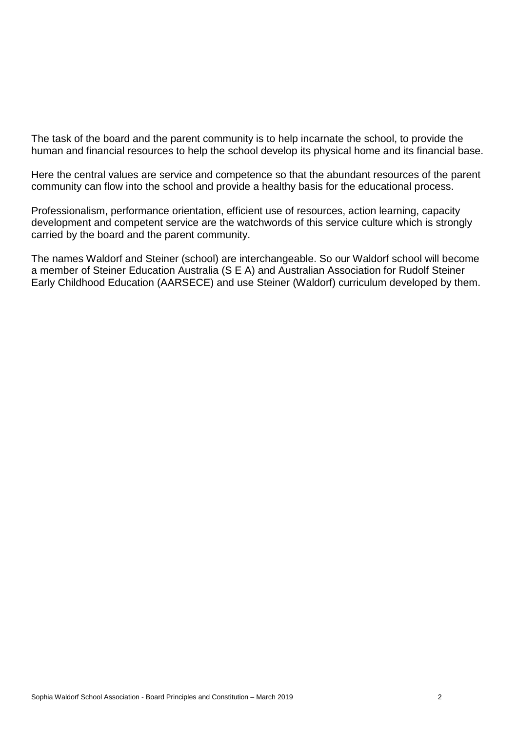The task of the board and the parent community is to help incarnate the school, to provide the human and financial resources to help the school develop its physical home and its financial base.

Here the central values are service and competence so that the abundant resources of the parent community can flow into the school and provide a healthy basis for the educational process.

Professionalism, performance orientation, efficient use of resources, action learning, capacity development and competent service are the watchwords of this service culture which is strongly carried by the board and the parent community.

The names Waldorf and Steiner (school) are interchangeable. So our Waldorf school will become a member of Steiner Education Australia (S E A) and Australian Association for Rudolf Steiner Early Childhood Education (AARSECE) and use Steiner (Waldorf) curriculum developed by them.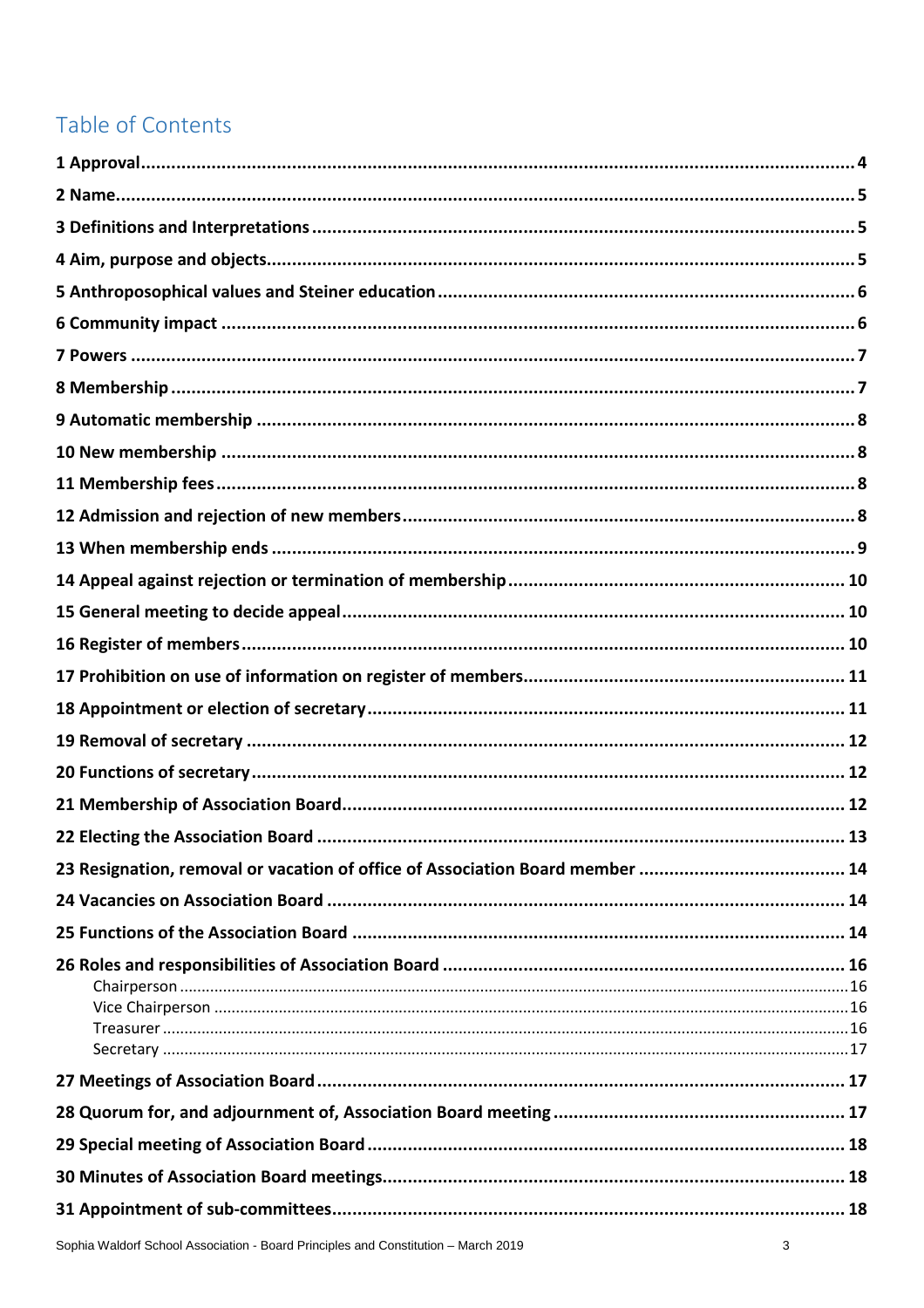## Table of Contents

**1 Approval** ..... 4
**2 Name** ..... 5
**3 Definitions and Interpretations** ..... 5
**4 Aim, purpose and objects** ..... 5
**5 Anthroposophical values and Steiner education** ..... 6
**6 Community impact** ..... 6
**7 Powers** ..... 7
**8 Membership** ..... 7
**9 Automatic membership** ..... 8
**10 New membership** ..... 8
**11 Membership fees** ..... 8
**12 Admission and rejection of new members** ..... 8
**13 When membership ends** ..... 9
**14 Appeal against rejection or termination of membership** ..... 10
**15 General meeting to decide appeal** ..... 10
**16 Register of members** ..... 10
**17 Prohibition on use of information on register of members** ..... 11
**18 Appointment or election of secretary** ..... 11
**19 Removal of secretary** ..... 12
**20 Functions of secretary** ..... 12
**21 Membership of Association Board** ..... 12
**22 Electing the Association Board** ..... 13
**23 Resignation, removal or vacation of office of Association Board member** ..... 14
**24 Vacancies on Association Board** ..... 14
**25 Functions of the Association Board** ..... 14
**26 Roles and responsibilities of Association Board** ..... 16
- Chairperson ..... 16
- Vice Chairperson ..... 16
- Treasurer ..... 16
- Secretary ..... 17

**27 Meetings of Association Board** ..... 17
**28 Quorum for, and adjournment of, Association Board meeting** ..... 17
**29 Special meeting of Association Board** ..... 18
**30 Minutes of Association Board meetings** ..... 18
**31 Appointment of sub-committees** ..... 18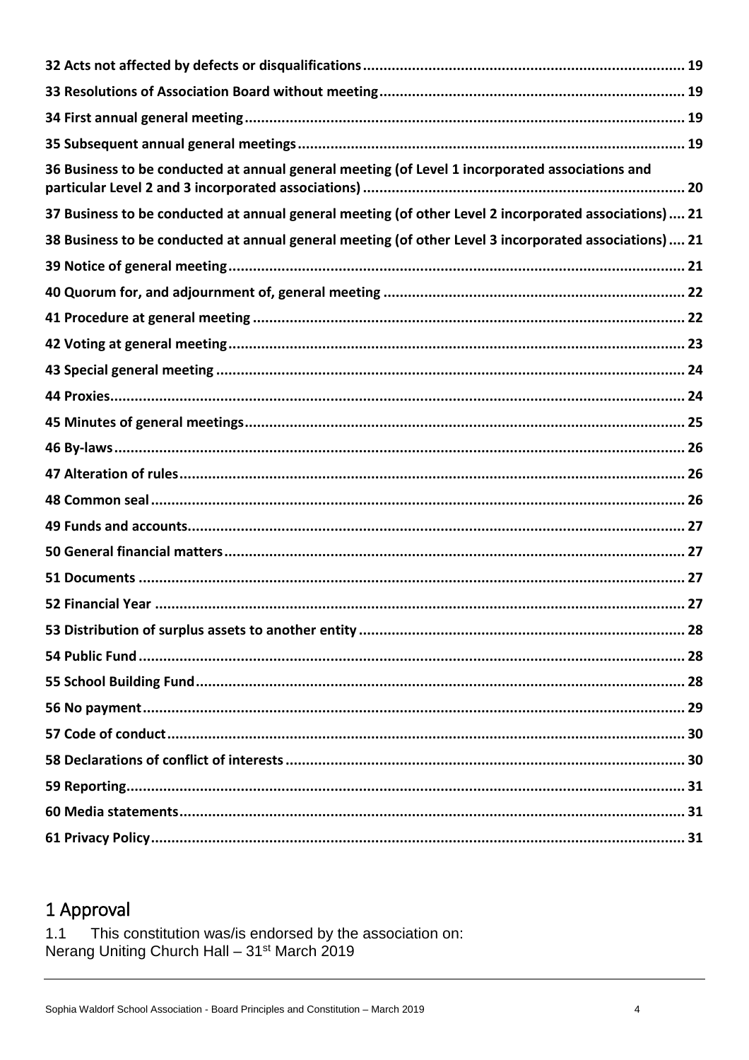32 Acts not affected by defects or disqualifications .... 19

33 Resolutions of Association Board without meeting .... 19

34 First annual general meeting .... 19

35 Subsequent annual general meetings .... 19

36 Business to be conducted at annual general meeting (of Level 1 incorporated associations and particular Level 2 and 3 incorporated associations) .... 20

37 Business to be conducted at annual general meeting (of other Level 2 incorporated associations) .... 21

38 Business to be conducted at annual general meeting (of other Level 3 incorporated associations) .... 21

39 Notice of general meeting .... 21

40 Quorum for, and adjournment of, general meeting .... 22

41 Procedure at general meeting .... 22

42 Voting at general meeting .... 23

43 Special general meeting .... 24

44 Proxies .... 24

45 Minutes of general meetings .... 25

46 By-laws .... 26

47 Alteration of rules .... 26

48 Common seal .... 26

49 Funds and accounts .... 27

50 General financial matters .... 27

51 Documents .... 27

52 Financial Year .... 27

53 Distribution of surplus assets to another entity .... 28

54 Public Fund .... 28

55 School Building Fund .... 28

56 No payment .... 29

57 Code of conduct .... 30

58 Declarations of conflict of interests .... 30

59 Reporting .... 31

60 Media statements .... 31

61 Privacy Policy .... 31

## 1 Approval

1.1 This constitution was/is endorsed by the association on:
Nerang Uniting Church Hall – 31st March 2019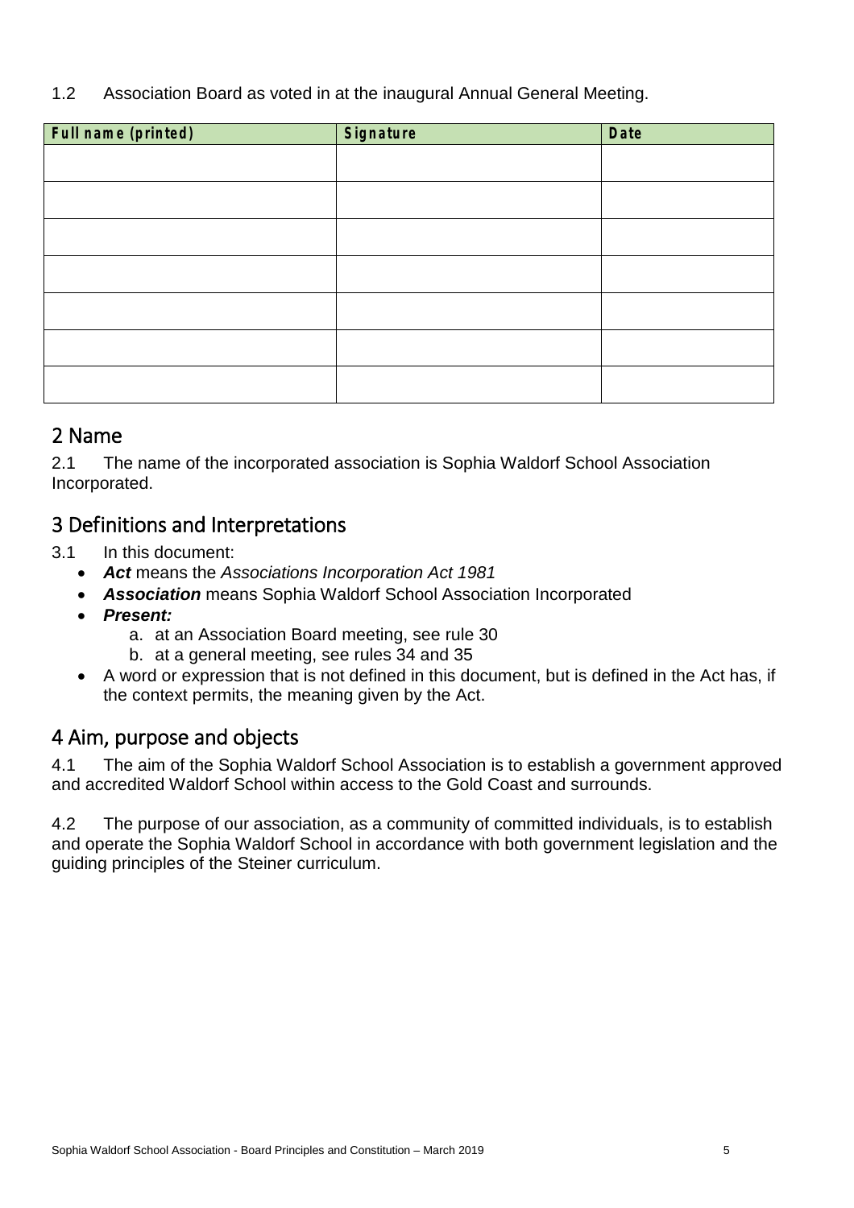1.2 Association Board as voted in at the inaugural Annual General Meeting.

| Full name (printed) | Signature | Date |
|---|---|---|
| | | |
| | | |
| | | |
| | | |
| | | |
| | | |
| | | |

## 2 Name

2.1 The name of the incorporated association is Sophia Waldorf School Association Incorporated.

## 3 Definitions and Interpretations

3.1 In this document:

- ***Act*** means the *Associations Incorporation Act 1981*
- ***Association*** means Sophia Waldorf School Association Incorporated
- ***Present:***
  - a. at an Association Board meeting, see rule 30
  - b. at a general meeting, see rules 34 and 35
- A word or expression that is not defined in this document, but is defined in the Act has, if the context permits, the meaning given by the Act.

## 4 Aim, purpose and objects

4.1 The aim of the Sophia Waldorf School Association is to establish a government approved and accredited Waldorf School within access to the Gold Coast and surrounds.

4.2 The purpose of our association, as a community of committed individuals, is to establish and operate the Sophia Waldorf School in accordance with both government legislation and the guiding principles of the Steiner curriculum.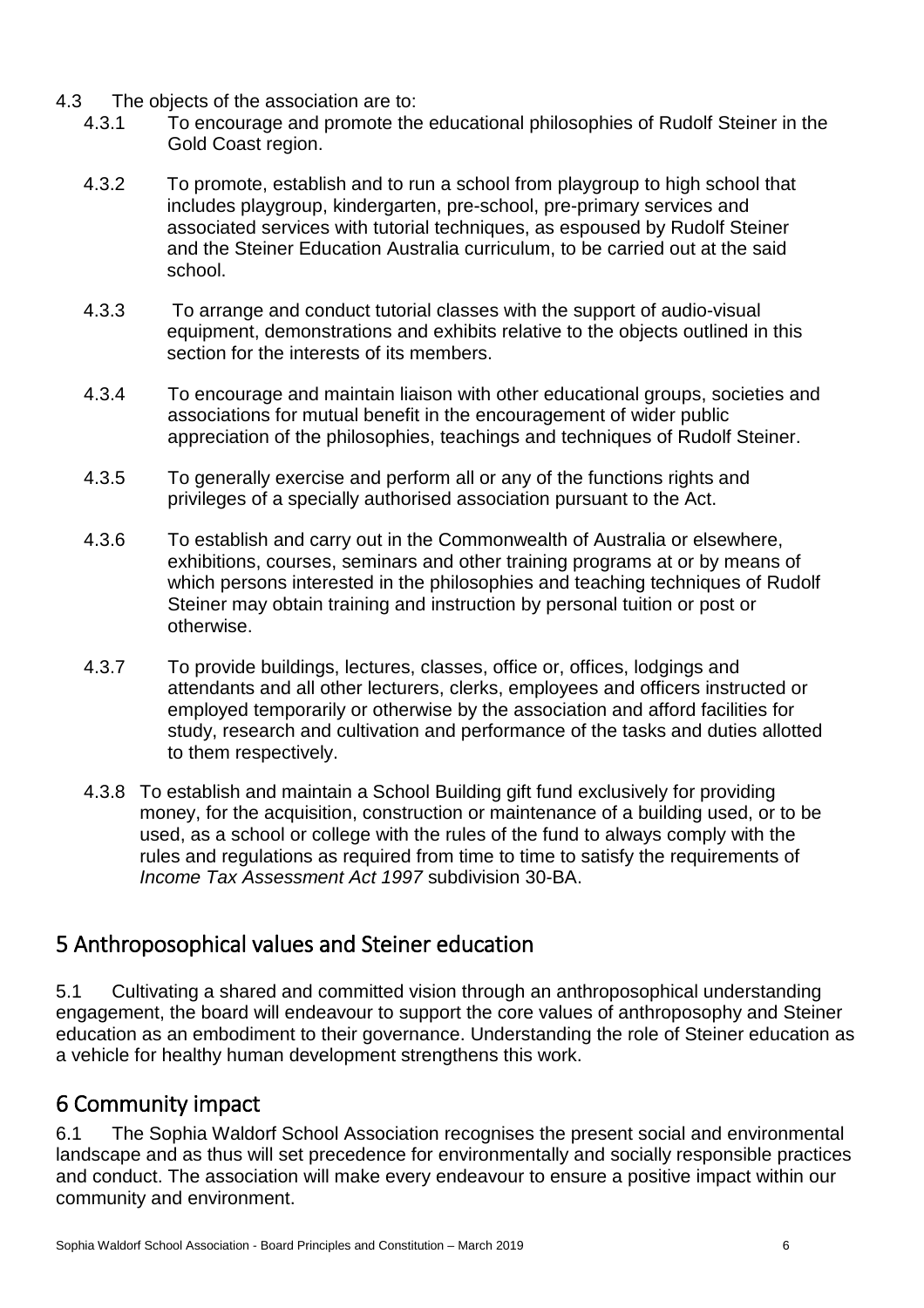4.3 The objects of the association are to:

4.3.1 To encourage and promote the educational philosophies of Rudolf Steiner in the Gold Coast region.

4.3.2 To promote, establish and to run a school from playgroup to high school that includes playgroup, kindergarten, pre-school, pre-primary services and associated services with tutorial techniques, as espoused by Rudolf Steiner and the Steiner Education Australia curriculum, to be carried out at the said school.

4.3.3 To arrange and conduct tutorial classes with the support of audio-visual equipment, demonstrations and exhibits relative to the objects outlined in this section for the interests of its members.

4.3.4 To encourage and maintain liaison with other educational groups, societies and associations for mutual benefit in the encouragement of wider public appreciation of the philosophies, teachings and techniques of Rudolf Steiner.

4.3.5 To generally exercise and perform all or any of the functions rights and privileges of a specially authorised association pursuant to the Act.

4.3.6 To establish and carry out in the Commonwealth of Australia or elsewhere, exhibitions, courses, seminars and other training programs at or by means of which persons interested in the philosophies and teaching techniques of Rudolf Steiner may obtain training and instruction by personal tuition or post or otherwise.

4.3.7 To provide buildings, lectures, classes, office or, offices, lodgings and attendants and all other lecturers, clerks, employees and officers instructed or employed temporarily or otherwise by the association and afford facilities for study, research and cultivation and performance of the tasks and duties allotted to them respectively.

4.3.8 To establish and maintain a School Building gift fund exclusively for providing money, for the acquisition, construction or maintenance of a building used, or to be used, as a school or college with the rules of the fund to always comply with the rules and regulations as required from time to time to satisfy the requirements of *Income Tax Assessment Act 1997* subdivision 30-BA.

## 5 Anthroposophical values and Steiner education

5.1 Cultivating a shared and committed vision through an anthroposophical understanding engagement, the board will endeavour to support the core values of anthroposophy and Steiner education as an embodiment to their governance. Understanding the role of Steiner education as a vehicle for healthy human development strengthens this work.

## 6 Community impact

6.1 The Sophia Waldorf School Association recognises the present social and environmental landscape and as thus will set precedence for environmentally and socially responsible practices and conduct. The association will make every endeavour to ensure a positive impact within our community and environment.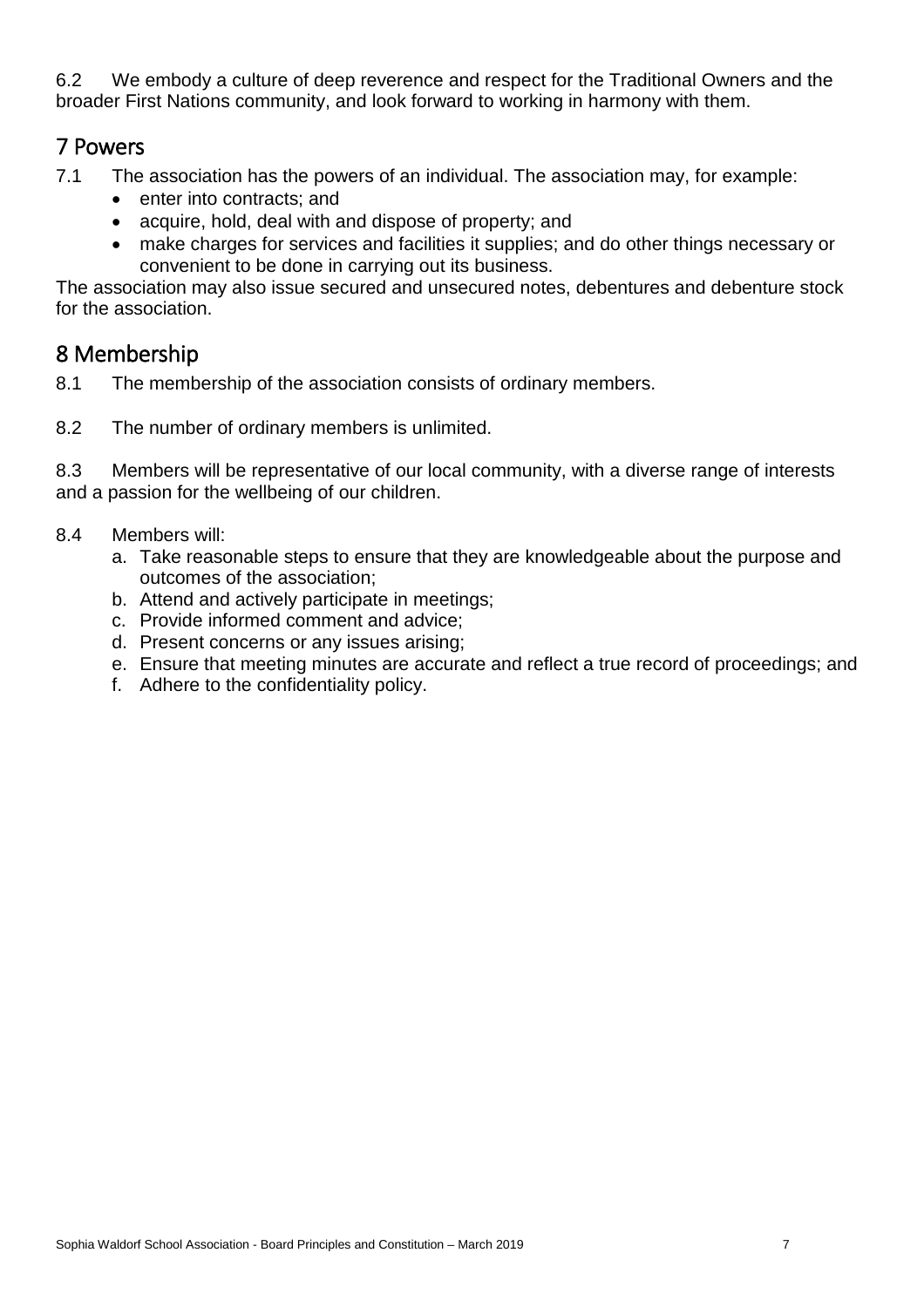6.2 We embody a culture of deep reverence and respect for the Traditional Owners and the broader First Nations community, and look forward to working in harmony with them.

## 7 Powers

7.1 The association has the powers of an individual. The association may, for example:

- enter into contracts; and
- acquire, hold, deal with and dispose of property; and
- make charges for services and facilities it supplies; and do other things necessary or convenient to be done in carrying out its business.

The association may also issue secured and unsecured notes, debentures and debenture stock for the association.

## 8 Membership

8.1 The membership of the association consists of ordinary members.

8.2 The number of ordinary members is unlimited.

8.3 Members will be representative of our local community, with a diverse range of interests and a passion for the wellbeing of our children.

8.4 Members will:

a. Take reasonable steps to ensure that they are knowledgeable about the purpose and outcomes of the association;
b. Attend and actively participate in meetings;
c. Provide informed comment and advice;
d. Present concerns or any issues arising;
e. Ensure that meeting minutes are accurate and reflect a true record of proceedings; and
f. Adhere to the confidentiality policy.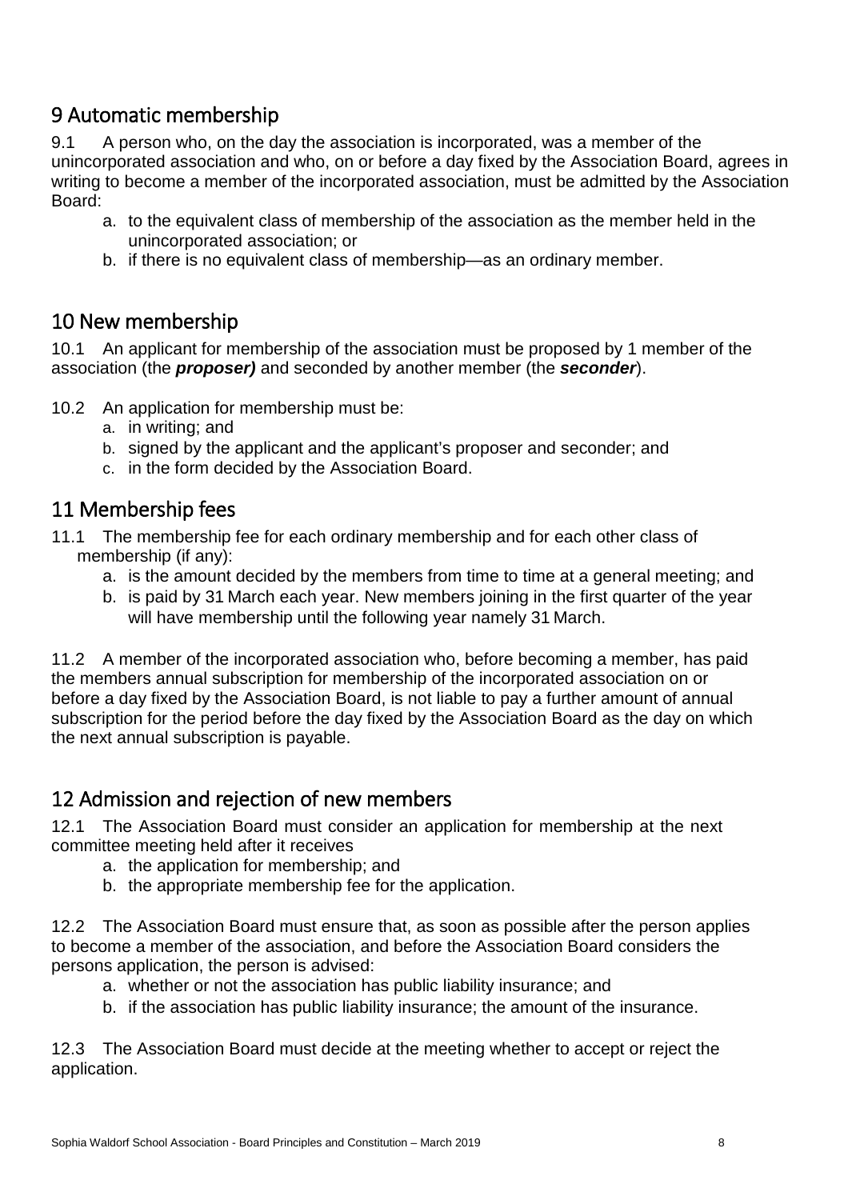## 9 Automatic membership

9.1 A person who, on the day the association is incorporated, was a member of the unincorporated association and who, on or before a day fixed by the Association Board, agrees in writing to become a member of the incorporated association, must be admitted by the Association Board:

a. to the equivalent class of membership of the association as the member held in the unincorporated association; or
b. if there is no equivalent class of membership—as an ordinary member.

## 10 New membership

10.1 An applicant for membership of the association must be proposed by 1 member of the association (the ***proposer)*** and seconded by another member (the ***seconder***).

10.2 An application for membership must be:

a. in writing; and
b. signed by the applicant and the applicant's proposer and seconder; and
c. in the form decided by the Association Board.

## 11 Membership fees

11.1 The membership fee for each ordinary membership and for each other class of membership (if any):

a. is the amount decided by the members from time to time at a general meeting; and
b. is paid by 31 March each year. New members joining in the first quarter of the year will have membership until the following year namely 31 March.

11.2 A member of the incorporated association who, before becoming a member, has paid the members annual subscription for membership of the incorporated association on or before a day fixed by the Association Board, is not liable to pay a further amount of annual subscription for the period before the day fixed by the Association Board as the day on which the next annual subscription is payable.

## 12 Admission and rejection of new members

12.1 The Association Board must consider an application for membership at the next committee meeting held after it receives

a. the application for membership; and
b. the appropriate membership fee for the application.

12.2 The Association Board must ensure that, as soon as possible after the person applies to become a member of the association, and before the Association Board considers the persons application, the person is advised:

a. whether or not the association has public liability insurance; and
b. if the association has public liability insurance; the amount of the insurance.

12.3 The Association Board must decide at the meeting whether to accept or reject the application.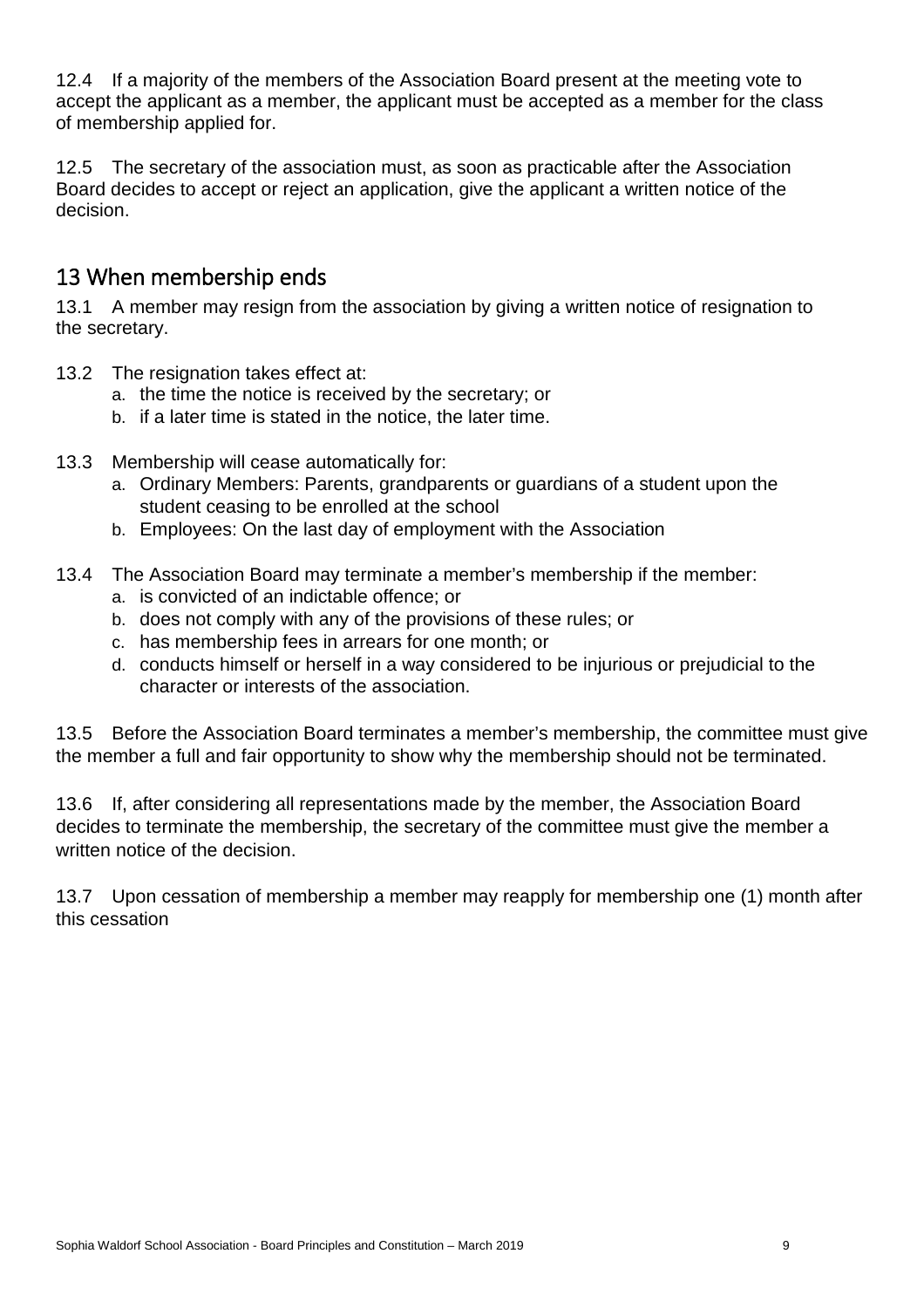12.4 If a majority of the members of the Association Board present at the meeting vote to accept the applicant as a member, the applicant must be accepted as a member for the class of membership applied for.

12.5 The secretary of the association must, as soon as practicable after the Association Board decides to accept or reject an application, give the applicant a written notice of the decision.

## 13 When membership ends

13.1 A member may resign from the association by giving a written notice of resignation to the secretary.

13.2 The resignation takes effect at:

a. the time the notice is received by the secretary; or
b. if a later time is stated in the notice, the later time.

13.3 Membership will cease automatically for:

a. Ordinary Members: Parents, grandparents or guardians of a student upon the student ceasing to be enrolled at the school
b. Employees: On the last day of employment with the Association

13.4 The Association Board may terminate a member's membership if the member:

a. is convicted of an indictable offence; or
b. does not comply with any of the provisions of these rules; or
c. has membership fees in arrears for one month; or
d. conducts himself or herself in a way considered to be injurious or prejudicial to the character or interests of the association.

13.5 Before the Association Board terminates a member's membership, the committee must give the member a full and fair opportunity to show why the membership should not be terminated.

13.6 If, after considering all representations made by the member, the Association Board decides to terminate the membership, the secretary of the committee must give the member a written notice of the decision.

13.7 Upon cessation of membership a member may reapply for membership one (1) month after this cessation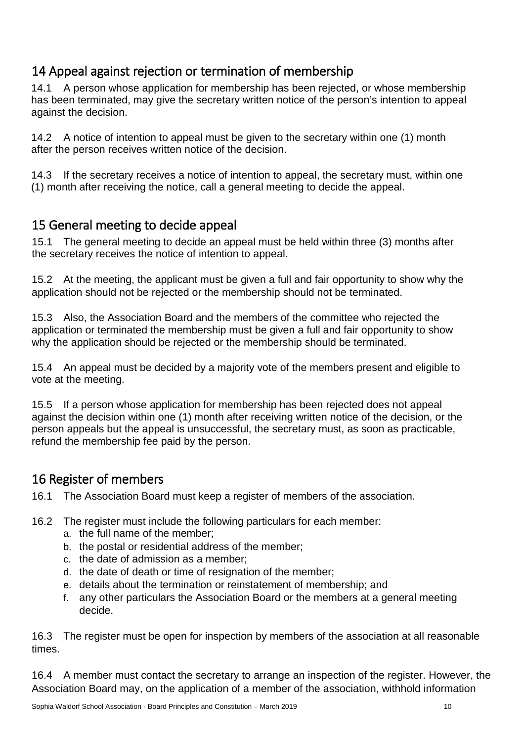## 14 Appeal against rejection or termination of membership

14.1 A person whose application for membership has been rejected, or whose membership has been terminated, may give the secretary written notice of the person's intention to appeal against the decision.

14.2 A notice of intention to appeal must be given to the secretary within one (1) month after the person receives written notice of the decision.

14.3 If the secretary receives a notice of intention to appeal, the secretary must, within one (1) month after receiving the notice, call a general meeting to decide the appeal.

## 15 General meeting to decide appeal

15.1 The general meeting to decide an appeal must be held within three (3) months after the secretary receives the notice of intention to appeal.

15.2 At the meeting, the applicant must be given a full and fair opportunity to show why the application should not be rejected or the membership should not be terminated.

15.3 Also, the Association Board and the members of the committee who rejected the application or terminated the membership must be given a full and fair opportunity to show why the application should be rejected or the membership should be terminated.

15.4 An appeal must be decided by a majority vote of the members present and eligible to vote at the meeting.

15.5 If a person whose application for membership has been rejected does not appeal against the decision within one (1) month after receiving written notice of the decision, or the person appeals but the appeal is unsuccessful, the secretary must, as soon as practicable, refund the membership fee paid by the person.

## 16 Register of members

16.1 The Association Board must keep a register of members of the association.

16.2 The register must include the following particulars for each member:

a. the full name of the member;
b. the postal or residential address of the member;
c. the date of admission as a member;
d. the date of death or time of resignation of the member;
e. details about the termination or reinstatement of membership; and
f. any other particulars the Association Board or the members at a general meeting decide.

16.3 The register must be open for inspection by members of the association at all reasonable times.

16.4 A member must contact the secretary to arrange an inspection of the register. However, the Association Board may, on the application of a member of the association, withhold information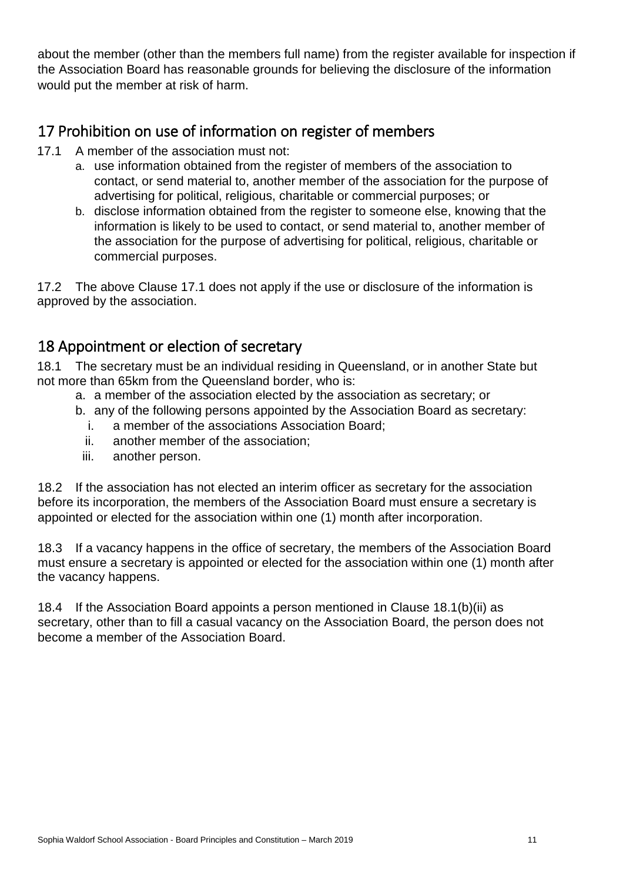about the member (other than the members full name) from the register available for inspection if the Association Board has reasonable grounds for believing the disclosure of the information would put the member at risk of harm.

## 17 Prohibition on use of information on register of members

17.1 A member of the association must not:

a. use information obtained from the register of members of the association to contact, or send material to, another member of the association for the purpose of advertising for political, religious, charitable or commercial purposes; or
b. disclose information obtained from the register to someone else, knowing that the information is likely to be used to contact, or send material to, another member of the association for the purpose of advertising for political, religious, charitable or commercial purposes.

17.2 The above Clause 17.1 does not apply if the use or disclosure of the information is approved by the association.

## 18 Appointment or election of secretary

18.1 The secretary must be an individual residing in Queensland, or in another State but not more than 65km from the Queensland border, who is:

a. a member of the association elected by the association as secretary; or
b. any of the following persons appointed by the Association Board as secretary:
   i. a member of the associations Association Board;
   ii. another member of the association;
   iii. another person.

18.2 If the association has not elected an interim officer as secretary for the association before its incorporation, the members of the Association Board must ensure a secretary is appointed or elected for the association within one (1) month after incorporation.

18.3 If a vacancy happens in the office of secretary, the members of the Association Board must ensure a secretary is appointed or elected for the association within one (1) month after the vacancy happens.

18.4 If the Association Board appoints a person mentioned in Clause 18.1(b)(ii) as secretary, other than to fill a casual vacancy on the Association Board, the person does not become a member of the Association Board.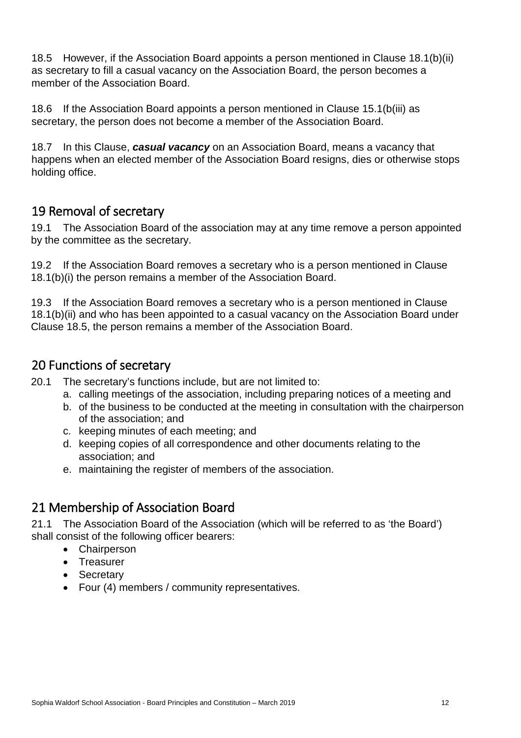18.5 However, if the Association Board appoints a person mentioned in Clause 18.1(b)(ii) as secretary to fill a casual vacancy on the Association Board, the person becomes a member of the Association Board.

18.6 If the Association Board appoints a person mentioned in Clause 15.1(b(iii) as secretary, the person does not become a member of the Association Board.

18.7 In this Clause, ***casual vacancy*** on an Association Board, means a vacancy that happens when an elected member of the Association Board resigns, dies or otherwise stops holding office.

## 19 Removal of secretary

19.1 The Association Board of the association may at any time remove a person appointed by the committee as the secretary.

19.2 If the Association Board removes a secretary who is a person mentioned in Clause 18.1(b)(i) the person remains a member of the Association Board.

19.3 If the Association Board removes a secretary who is a person mentioned in Clause 18.1(b)(ii) and who has been appointed to a casual vacancy on the Association Board under Clause 18.5, the person remains a member of the Association Board.

## 20 Functions of secretary

20.1 The secretary's functions include, but are not limited to:

a. calling meetings of the association, including preparing notices of a meeting and
b. of the business to be conducted at the meeting in consultation with the chairperson of the association; and
c. keeping minutes of each meeting; and
d. keeping copies of all correspondence and other documents relating to the association; and
e. maintaining the register of members of the association.

## 21 Membership of Association Board

21.1 The Association Board of the Association (which will be referred to as 'the Board') shall consist of the following officer bearers:

- Chairperson
- Treasurer
- Secretary
- Four (4) members / community representatives.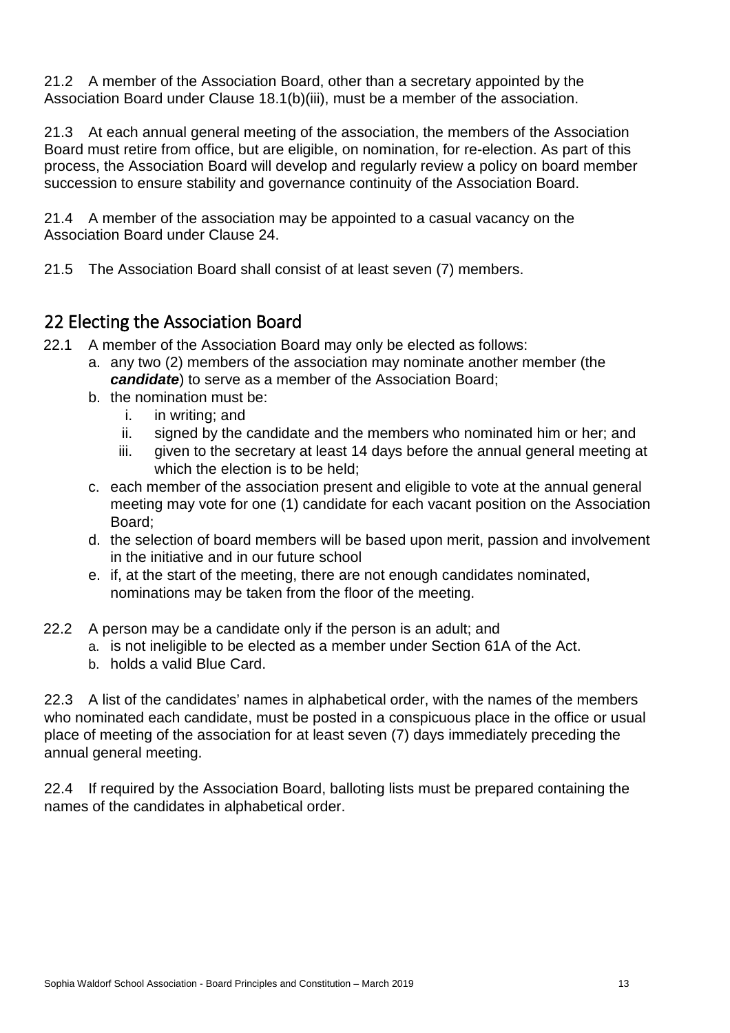21.2 A member of the Association Board, other than a secretary appointed by the Association Board under Clause 18.1(b)(iii), must be a member of the association.

21.3 At each annual general meeting of the association, the members of the Association Board must retire from office, but are eligible, on nomination, for re-election. As part of this process, the Association Board will develop and regularly review a policy on board member succession to ensure stability and governance continuity of the Association Board.

21.4 A member of the association may be appointed to a casual vacancy on the Association Board under Clause 24.

21.5 The Association Board shall consist of at least seven (7) members.

## 22 Electing the Association Board

22.1 A member of the Association Board may only be elected as follows:

a. any two (2) members of the association may nominate another member (the ***candidate***) to serve as a member of the Association Board;
b. the nomination must be:
    i. in writing; and
    ii. signed by the candidate and the members who nominated him or her; and
    iii. given to the secretary at least 14 days before the annual general meeting at which the election is to be held;
c. each member of the association present and eligible to vote at the annual general meeting may vote for one (1) candidate for each vacant position on the Association Board;
d. the selection of board members will be based upon merit, passion and involvement in the initiative and in our future school
e. if, at the start of the meeting, there are not enough candidates nominated, nominations may be taken from the floor of the meeting.

22.2 A person may be a candidate only if the person is an adult; and

a. is not ineligible to be elected as a member under Section 61A of the Act.
b. holds a valid Blue Card.

22.3 A list of the candidates' names in alphabetical order, with the names of the members who nominated each candidate, must be posted in a conspicuous place in the office or usual place of meeting of the association for at least seven (7) days immediately preceding the annual general meeting.

22.4 If required by the Association Board, balloting lists must be prepared containing the names of the candidates in alphabetical order.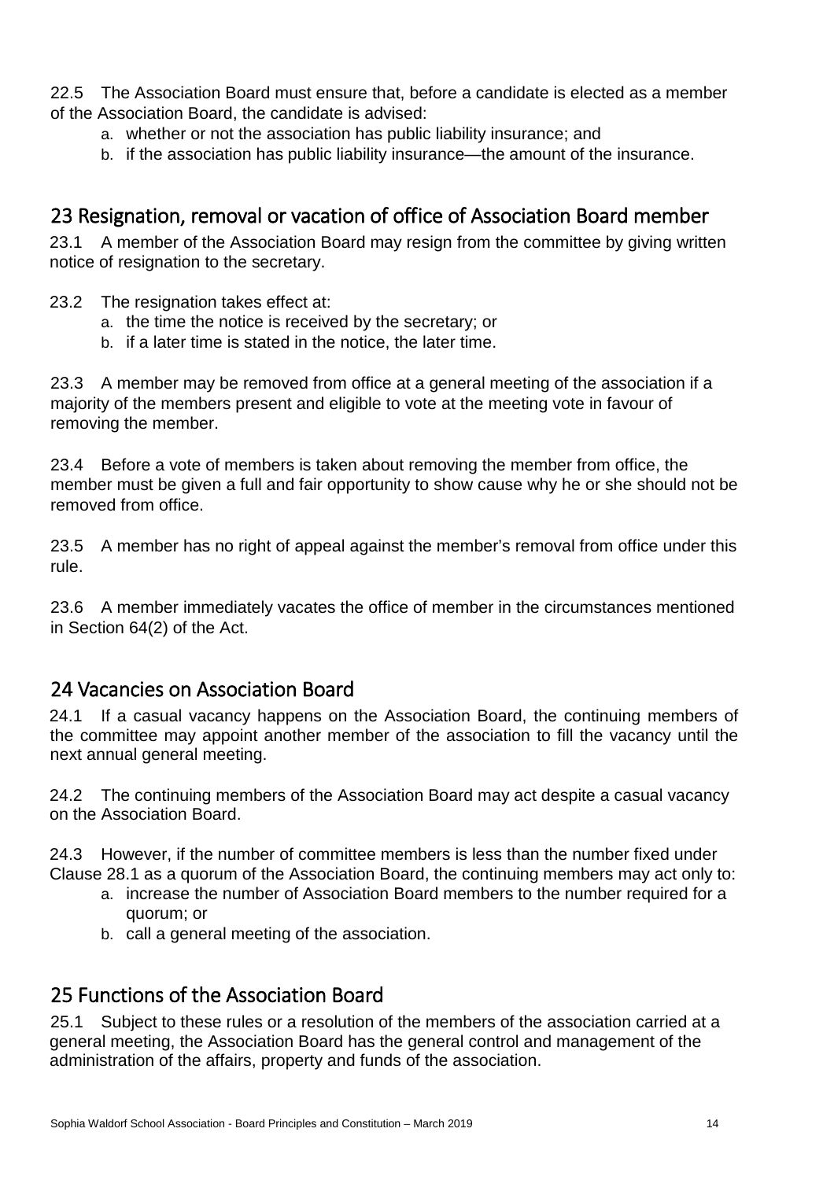22.5 The Association Board must ensure that, before a candidate is elected as a member of the Association Board, the candidate is advised:

a. whether or not the association has public liability insurance; and
b. if the association has public liability insurance—the amount of the insurance.

## 23 Resignation, removal or vacation of office of Association Board member

23.1 A member of the Association Board may resign from the committee by giving written notice of resignation to the secretary.

23.2 The resignation takes effect at:

a. the time the notice is received by the secretary; or
b. if a later time is stated in the notice, the later time.

23.3 A member may be removed from office at a general meeting of the association if a majority of the members present and eligible to vote at the meeting vote in favour of removing the member.

23.4 Before a vote of members is taken about removing the member from office, the member must be given a full and fair opportunity to show cause why he or she should not be removed from office.

23.5 A member has no right of appeal against the member's removal from office under this rule.

23.6 A member immediately vacates the office of member in the circumstances mentioned in Section 64(2) of the Act.

## 24 Vacancies on Association Board

24.1 If a casual vacancy happens on the Association Board, the continuing members of the committee may appoint another member of the association to fill the vacancy until the next annual general meeting.

24.2 The continuing members of the Association Board may act despite a casual vacancy on the Association Board.

24.3 However, if the number of committee members is less than the number fixed under Clause 28.1 as a quorum of the Association Board, the continuing members may act only to:

a. increase the number of Association Board members to the number required for a quorum; or
b. call a general meeting of the association.

## 25 Functions of the Association Board

25.1 Subject to these rules or a resolution of the members of the association carried at a general meeting, the Association Board has the general control and management of the administration of the affairs, property and funds of the association.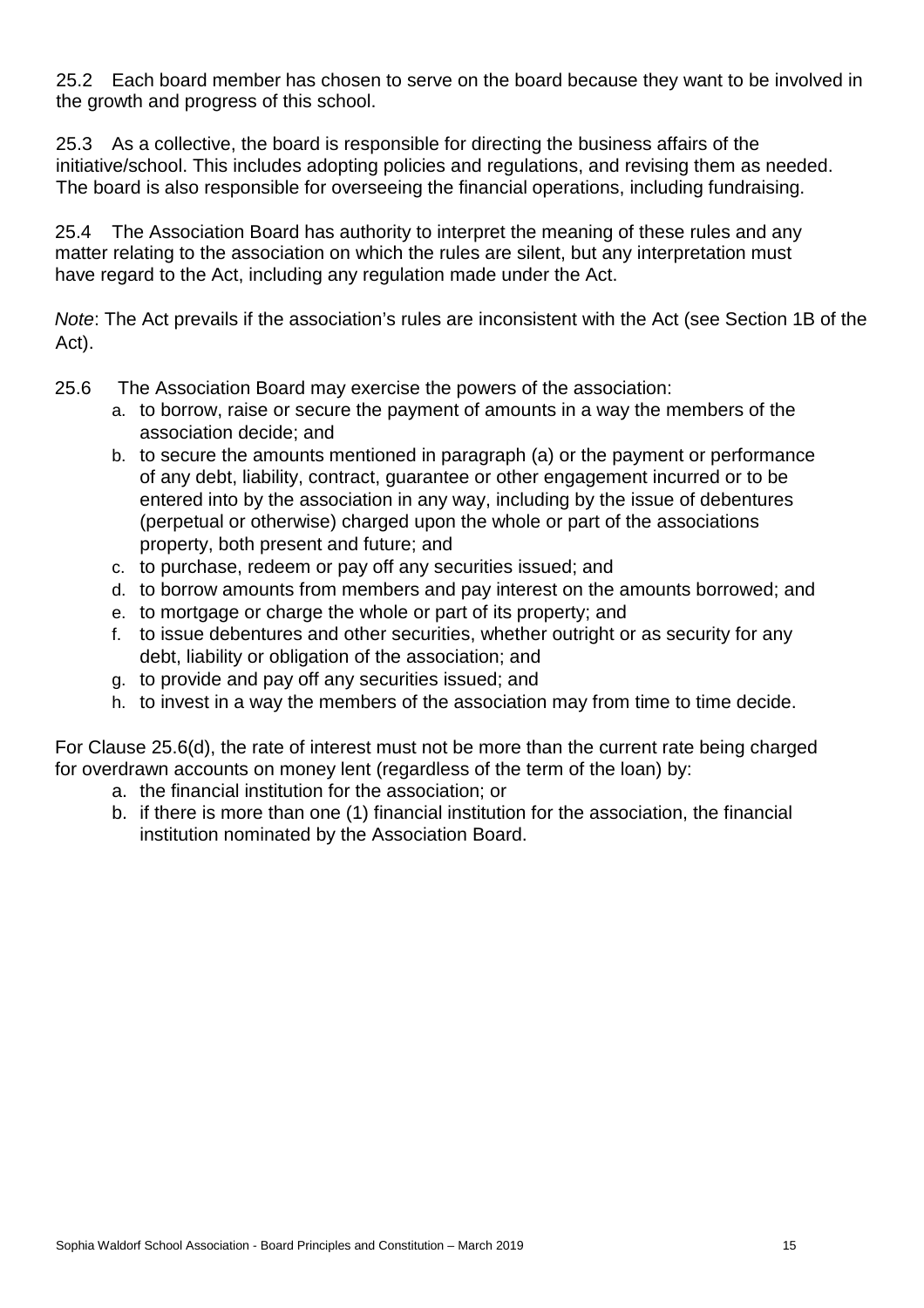25.2 Each board member has chosen to serve on the board because they want to be involved in the growth and progress of this school.

25.3 As a collective, the board is responsible for directing the business affairs of the initiative/school. This includes adopting policies and regulations, and revising them as needed. The board is also responsible for overseeing the financial operations, including fundraising.

25.4 The Association Board has authority to interpret the meaning of these rules and any matter relating to the association on which the rules are silent, but any interpretation must have regard to the Act, including any regulation made under the Act.

*Note*: The Act prevails if the association's rules are inconsistent with the Act (see Section 1B of the Act).

25.6 The Association Board may exercise the powers of the association:

a. to borrow, raise or secure the payment of amounts in a way the members of the association decide; and
b. to secure the amounts mentioned in paragraph (a) or the payment or performance of any debt, liability, contract, guarantee or other engagement incurred or to be entered into by the association in any way, including by the issue of debentures (perpetual or otherwise) charged upon the whole or part of the associations property, both present and future; and
c. to purchase, redeem or pay off any securities issued; and
d. to borrow amounts from members and pay interest on the amounts borrowed; and
e. to mortgage or charge the whole or part of its property; and
f. to issue debentures and other securities, whether outright or as security for any debt, liability or obligation of the association; and
g. to provide and pay off any securities issued; and
h. to invest in a way the members of the association may from time to time decide.

For Clause 25.6(d), the rate of interest must not be more than the current rate being charged for overdrawn accounts on money lent (regardless of the term of the loan) by:

a. the financial institution for the association; or
b. if there is more than one (1) financial institution for the association, the financial institution nominated by the Association Board.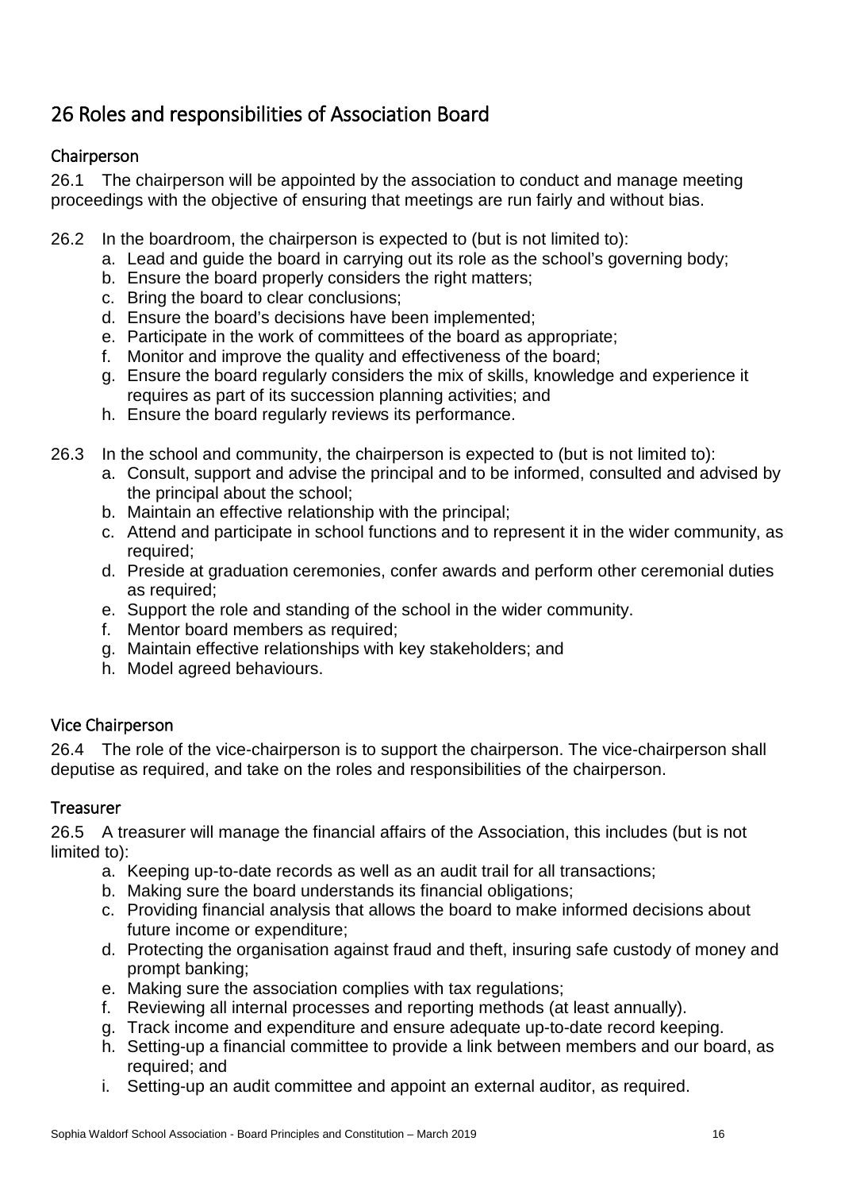# 26 Roles and responsibilities of Association Board

## Chairperson

26.1 The chairperson will be appointed by the association to conduct and manage meeting proceedings with the objective of ensuring that meetings are run fairly and without bias.

26.2 In the boardroom, the chairperson is expected to (but is not limited to):

a. Lead and guide the board in carrying out its role as the school's governing body;
b. Ensure the board properly considers the right matters;
c. Bring the board to clear conclusions;
d. Ensure the board's decisions have been implemented;
e. Participate in the work of committees of the board as appropriate;
f. Monitor and improve the quality and effectiveness of the board;
g. Ensure the board regularly considers the mix of skills, knowledge and experience it requires as part of its succession planning activities; and
h. Ensure the board regularly reviews its performance.

26.3 In the school and community, the chairperson is expected to (but is not limited to):

a. Consult, support and advise the principal and to be informed, consulted and advised by the principal about the school;
b. Maintain an effective relationship with the principal;
c. Attend and participate in school functions and to represent it in the wider community, as required;
d. Preside at graduation ceremonies, confer awards and perform other ceremonial duties as required;
e. Support the role and standing of the school in the wider community.
f. Mentor board members as required;
g. Maintain effective relationships with key stakeholders; and
h. Model agreed behaviours.

## Vice Chairperson

26.4 The role of the vice-chairperson is to support the chairperson. The vice-chairperson shall deputise as required, and take on the roles and responsibilities of the chairperson.

## Treasurer

26.5 A treasurer will manage the financial affairs of the Association, this includes (but is not limited to):

a. Keeping up-to-date records as well as an audit trail for all transactions;
b. Making sure the board understands its financial obligations;
c. Providing financial analysis that allows the board to make informed decisions about future income or expenditure;
d. Protecting the organisation against fraud and theft, insuring safe custody of money and prompt banking;
e. Making sure the association complies with tax regulations;
f. Reviewing all internal processes and reporting methods (at least annually).
g. Track income and expenditure and ensure adequate up-to-date record keeping.
h. Setting-up a financial committee to provide a link between members and our board, as required; and
i. Setting-up an audit committee and appoint an external auditor, as required.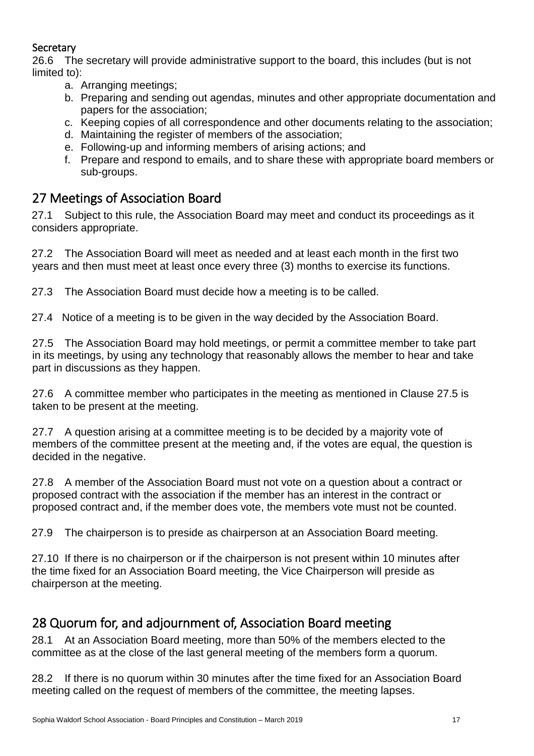### Secretary

26.6 The secretary will provide administrative support to the board, this includes (but is not limited to):

a. Arranging meetings;
b. Preparing and sending out agendas, minutes and other appropriate documentation and papers for the association;
c. Keeping copies of all correspondence and other documents relating to the association;
d. Maintaining the register of members of the association;
e. Following-up and informing members of arising actions; and
f. Prepare and respond to emails, and to share these with appropriate board members or sub-groups.

## 27 Meetings of Association Board

27.1 Subject to this rule, the Association Board may meet and conduct its proceedings as it considers appropriate.

27.2 The Association Board will meet as needed and at least each month in the first two years and then must meet at least once every three (3) months to exercise its functions.

27.3 The Association Board must decide how a meeting is to be called.

27.4 Notice of a meeting is to be given in the way decided by the Association Board.

27.5 The Association Board may hold meetings, or permit a committee member to take part in its meetings, by using any technology that reasonably allows the member to hear and take part in discussions as they happen.

27.6 A committee member who participates in the meeting as mentioned in Clause 27.5 is taken to be present at the meeting.

27.7 A question arising at a committee meeting is to be decided by a majority vote of members of the committee present at the meeting and, if the votes are equal, the question is decided in the negative.

27.8 A member of the Association Board must not vote on a question about a contract or proposed contract with the association if the member has an interest in the contract or proposed contract and, if the member does vote, the members vote must not be counted.

27.9 The chairperson is to preside as chairperson at an Association Board meeting.

27.10 If there is no chairperson or if the chairperson is not present within 10 minutes after the time fixed for an Association Board meeting, the Vice Chairperson will preside as chairperson at the meeting.

## 28 Quorum for, and adjournment of, Association Board meeting

28.1 At an Association Board meeting, more than 50% of the members elected to the committee as at the close of the last general meeting of the members form a quorum.

28.2 If there is no quorum within 30 minutes after the time fixed for an Association Board meeting called on the request of members of the committee, the meeting lapses.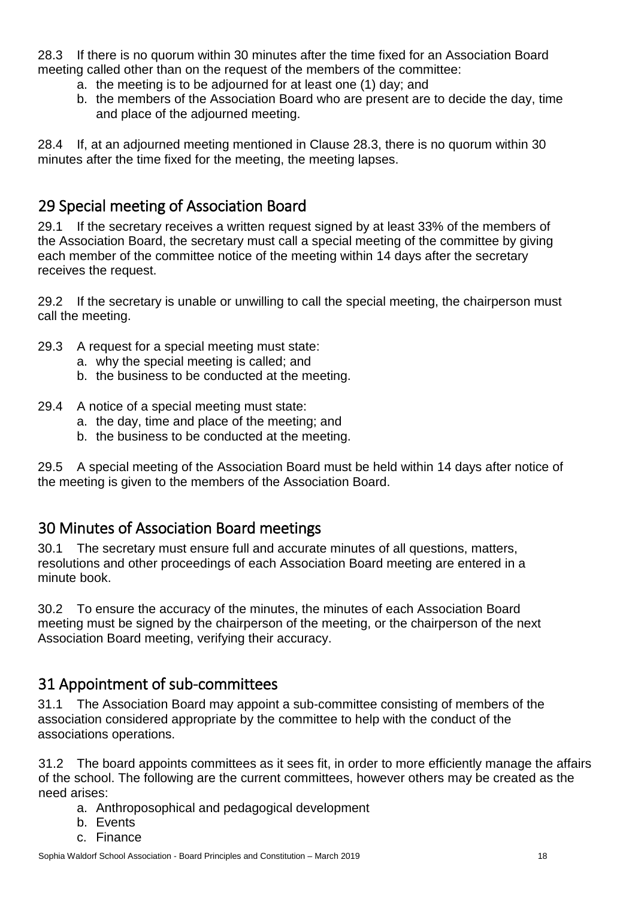28.3 If there is no quorum within 30 minutes after the time fixed for an Association Board meeting called other than on the request of the members of the committee:

a. the meeting is to be adjourned for at least one (1) day; and
b. the members of the Association Board who are present are to decide the day, time and place of the adjourned meeting.

28.4 If, at an adjourned meeting mentioned in Clause 28.3, there is no quorum within 30 minutes after the time fixed for the meeting, the meeting lapses.

## 29 Special meeting of Association Board

29.1 If the secretary receives a written request signed by at least 33% of the members of the Association Board, the secretary must call a special meeting of the committee by giving each member of the committee notice of the meeting within 14 days after the secretary receives the request.

29.2 If the secretary is unable or unwilling to call the special meeting, the chairperson must call the meeting.

29.3 A request for a special meeting must state:

a. why the special meeting is called; and
b. the business to be conducted at the meeting.

29.4 A notice of a special meeting must state:

a. the day, time and place of the meeting; and
b. the business to be conducted at the meeting.

29.5 A special meeting of the Association Board must be held within 14 days after notice of the meeting is given to the members of the Association Board.

## 30 Minutes of Association Board meetings

30.1 The secretary must ensure full and accurate minutes of all questions, matters, resolutions and other proceedings of each Association Board meeting are entered in a minute book.

30.2 To ensure the accuracy of the minutes, the minutes of each Association Board meeting must be signed by the chairperson of the meeting, or the chairperson of the next Association Board meeting, verifying their accuracy.

## 31 Appointment of sub-committees

31.1 The Association Board may appoint a sub-committee consisting of members of the association considered appropriate by the committee to help with the conduct of the associations operations.

31.2 The board appoints committees as it sees fit, in order to more efficiently manage the affairs of the school. The following are the current committees, however others may be created as the need arises:

a. Anthroposophical and pedagogical development
b. Events
c. Finance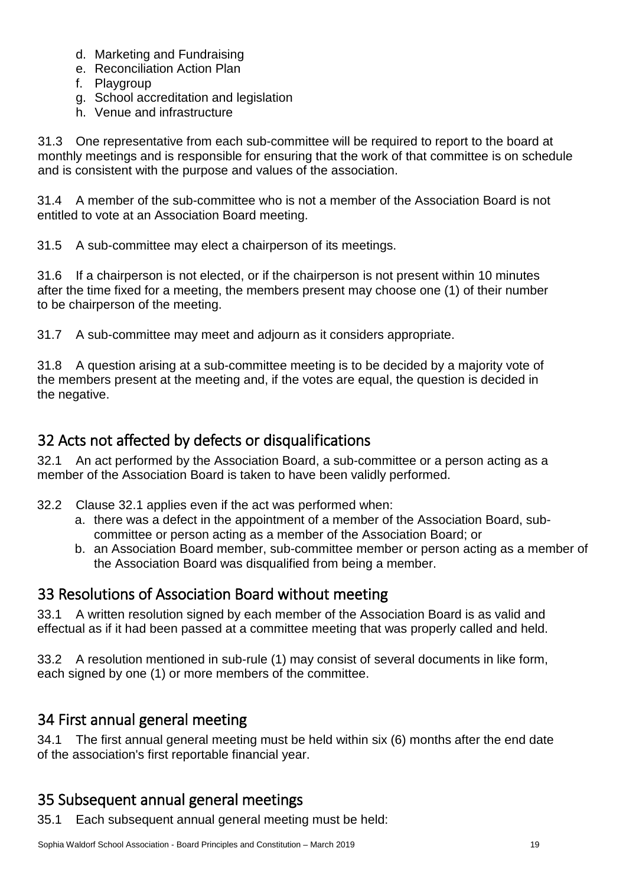d. Marketing and Fundraising
e. Reconciliation Action Plan
f. Playgroup
g. School accreditation and legislation
h. Venue and infrastructure

31.3 One representative from each sub-committee will be required to report to the board at monthly meetings and is responsible for ensuring that the work of that committee is on schedule and is consistent with the purpose and values of the association.

31.4 A member of the sub-committee who is not a member of the Association Board is not entitled to vote at an Association Board meeting.

31.5 A sub-committee may elect a chairperson of its meetings.

31.6 If a chairperson is not elected, or if the chairperson is not present within 10 minutes after the time fixed for a meeting, the members present may choose one (1) of their number to be chairperson of the meeting.

31.7 A sub-committee may meet and adjourn as it considers appropriate.

31.8 A question arising at a sub-committee meeting is to be decided by a majority vote of the members present at the meeting and, if the votes are equal, the question is decided in the negative.

## 32 Acts not affected by defects or disqualifications

32.1 An act performed by the Association Board, a sub-committee or a person acting as a member of the Association Board is taken to have been validly performed.

32.2 Clause 32.1 applies even if the act was performed when:

a. there was a defect in the appointment of a member of the Association Board, sub-committee or person acting as a member of the Association Board; or
b. an Association Board member, sub-committee member or person acting as a member of the Association Board was disqualified from being a member.

## 33 Resolutions of Association Board without meeting

33.1 A written resolution signed by each member of the Association Board is as valid and effectual as if it had been passed at a committee meeting that was properly called and held.

33.2 A resolution mentioned in sub-rule (1) may consist of several documents in like form, each signed by one (1) or more members of the committee.

## 34 First annual general meeting

34.1 The first annual general meeting must be held within six (6) months after the end date of the association's first reportable financial year.

## 35 Subsequent annual general meetings

35.1 Each subsequent annual general meeting must be held: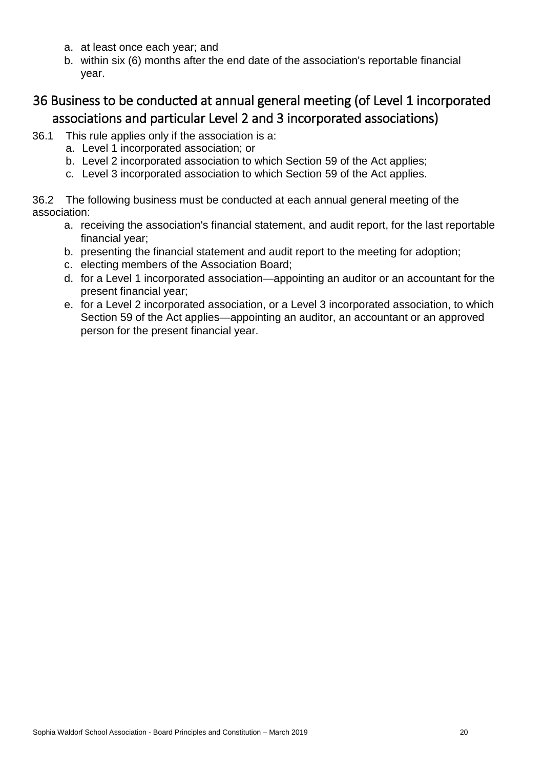a. at least once each year; and
b. within six (6) months after the end date of the association's reportable financial year.

## 36 Business to be conducted at annual general meeting (of Level 1 incorporated associations and particular Level 2 and 3 incorporated associations)

36.1 This rule applies only if the association is a:

a. Level 1 incorporated association; or
b. Level 2 incorporated association to which Section 59 of the Act applies;
c. Level 3 incorporated association to which Section 59 of the Act applies.

36.2 The following business must be conducted at each annual general meeting of the association:

a. receiving the association's financial statement, and audit report, for the last reportable financial year;
b. presenting the financial statement and audit report to the meeting for adoption;
c. electing members of the Association Board;
d. for a Level 1 incorporated association—appointing an auditor or an accountant for the present financial year;
e. for a Level 2 incorporated association, or a Level 3 incorporated association, to which Section 59 of the Act applies—appointing an auditor, an accountant or an approved person for the present financial year.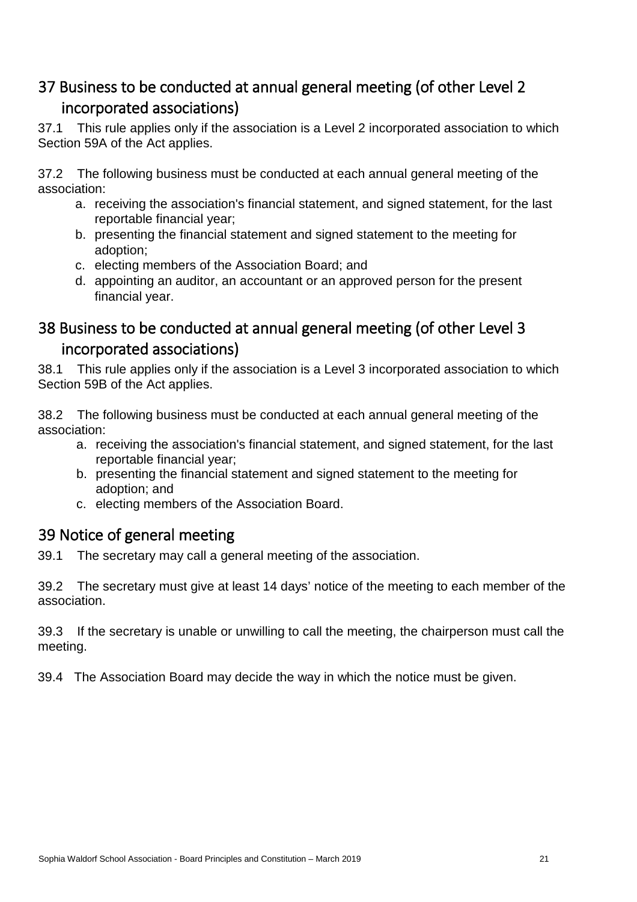## 37 Business to be conducted at annual general meeting (of other Level 2 incorporated associations)

37.1 This rule applies only if the association is a Level 2 incorporated association to which Section 59A of the Act applies.

37.2 The following business must be conducted at each annual general meeting of the association:

a. receiving the association's financial statement, and signed statement, for the last reportable financial year;
b. presenting the financial statement and signed statement to the meeting for adoption;
c. electing members of the Association Board; and
d. appointing an auditor, an accountant or an approved person for the present financial year.

## 38 Business to be conducted at annual general meeting (of other Level 3 incorporated associations)

38.1 This rule applies only if the association is a Level 3 incorporated association to which Section 59B of the Act applies.

38.2 The following business must be conducted at each annual general meeting of the association:

a. receiving the association's financial statement, and signed statement, for the last reportable financial year;
b. presenting the financial statement and signed statement to the meeting for adoption; and
c. electing members of the Association Board.

## 39 Notice of general meeting

39.1 The secretary may call a general meeting of the association.

39.2 The secretary must give at least 14 days' notice of the meeting to each member of the association.

39.3 If the secretary is unable or unwilling to call the meeting, the chairperson must call the meeting.

39.4 The Association Board may decide the way in which the notice must be given.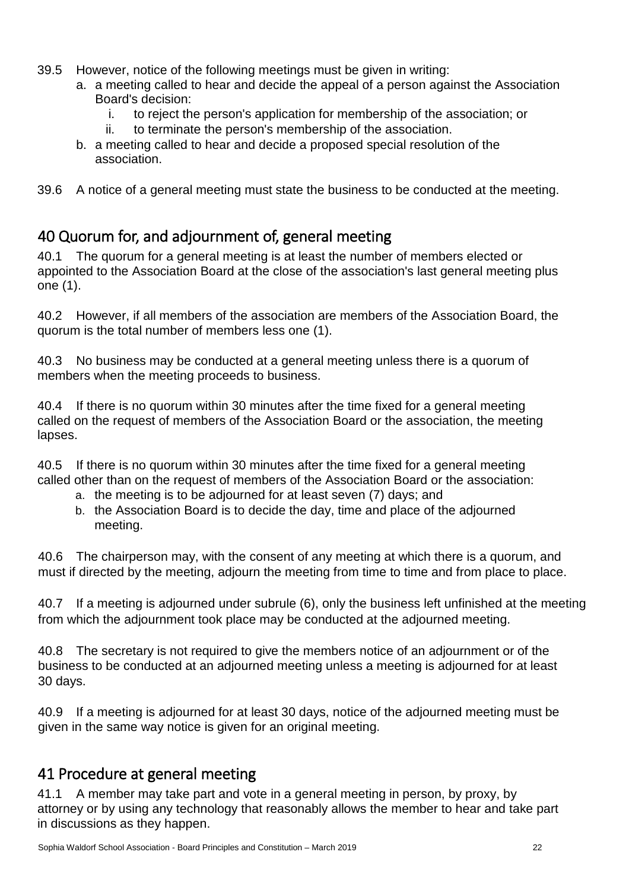39.5 However, notice of the following meetings must be given in writing:

a. a meeting called to hear and decide the appeal of a person against the Association Board's decision:
   i. to reject the person's application for membership of the association; or
   ii. to terminate the person's membership of the association.
b. a meeting called to hear and decide a proposed special resolution of the association.

39.6 A notice of a general meeting must state the business to be conducted at the meeting.

## 40 Quorum for, and adjournment of, general meeting

40.1 The quorum for a general meeting is at least the number of members elected or appointed to the Association Board at the close of the association's last general meeting plus one (1).

40.2 However, if all members of the association are members of the Association Board, the quorum is the total number of members less one (1).

40.3 No business may be conducted at a general meeting unless there is a quorum of members when the meeting proceeds to business.

40.4 If there is no quorum within 30 minutes after the time fixed for a general meeting called on the request of members of the Association Board or the association, the meeting lapses.

40.5 If there is no quorum within 30 minutes after the time fixed for a general meeting called other than on the request of members of the Association Board or the association:

a. the meeting is to be adjourned for at least seven (7) days; and
b. the Association Board is to decide the day, time and place of the adjourned meeting.

40.6 The chairperson may, with the consent of any meeting at which there is a quorum, and must if directed by the meeting, adjourn the meeting from time to time and from place to place.

40.7 If a meeting is adjourned under subrule (6), only the business left unfinished at the meeting from which the adjournment took place may be conducted at the adjourned meeting.

40.8 The secretary is not required to give the members notice of an adjournment or of the business to be conducted at an adjourned meeting unless a meeting is adjourned for at least 30 days.

40.9 If a meeting is adjourned for at least 30 days, notice of the adjourned meeting must be given in the same way notice is given for an original meeting.

## 41 Procedure at general meeting

41.1 A member may take part and vote in a general meeting in person, by proxy, by attorney or by using any technology that reasonably allows the member to hear and take part in discussions as they happen.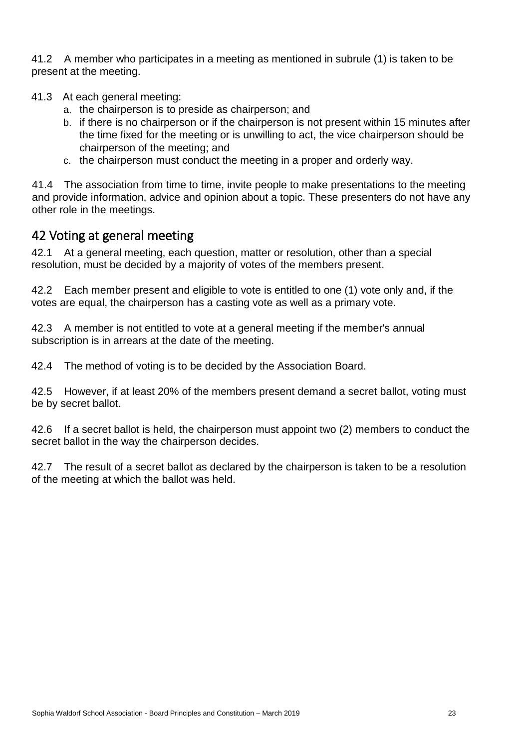41.2 A member who participates in a meeting as mentioned in subrule (1) is taken to be present at the meeting.

41.3 At each general meeting:

a. the chairperson is to preside as chairperson; and
b. if there is no chairperson or if the chairperson is not present within 15 minutes after the time fixed for the meeting or is unwilling to act, the vice chairperson should be chairperson of the meeting; and
c. the chairperson must conduct the meeting in a proper and orderly way.

41.4 The association from time to time, invite people to make presentations to the meeting and provide information, advice and opinion about a topic. These presenters do not have any other role in the meetings.

## 42 Voting at general meeting

42.1 At a general meeting, each question, matter or resolution, other than a special resolution, must be decided by a majority of votes of the members present.

42.2 Each member present and eligible to vote is entitled to one (1) vote only and, if the votes are equal, the chairperson has a casting vote as well as a primary vote.

42.3 A member is not entitled to vote at a general meeting if the member's annual subscription is in arrears at the date of the meeting.

42.4 The method of voting is to be decided by the Association Board.

42.5 However, if at least 20% of the members present demand a secret ballot, voting must be by secret ballot.

42.6 If a secret ballot is held, the chairperson must appoint two (2) members to conduct the secret ballot in the way the chairperson decides.

42.7 The result of a secret ballot as declared by the chairperson is taken to be a resolution of the meeting at which the ballot was held.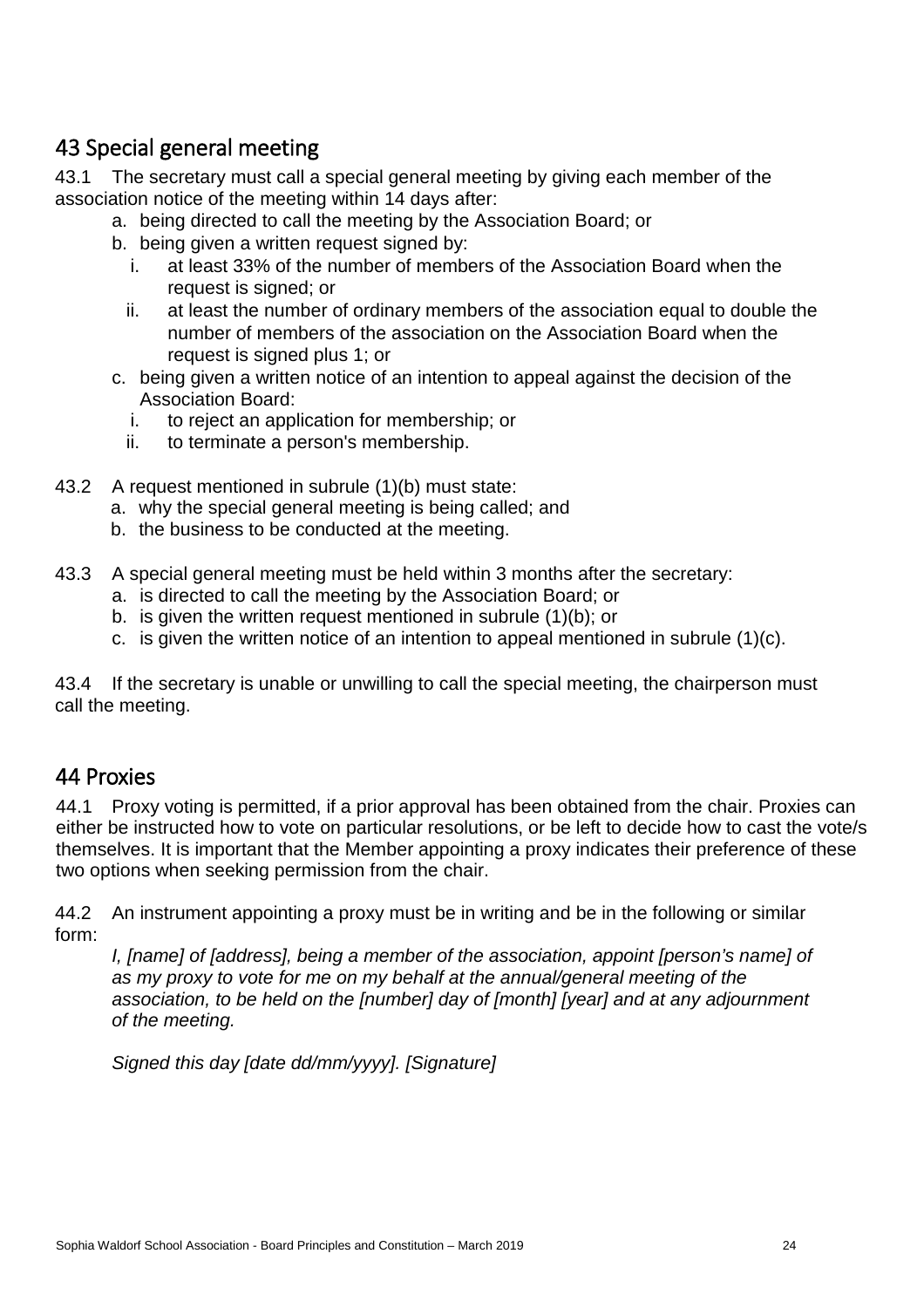## 43 Special general meeting

43.1 The secretary must call a special general meeting by giving each member of the association notice of the meeting within 14 days after:

a. being directed to call the meeting by the Association Board; or
b. being given a written request signed by:
   i. at least 33% of the number of members of the Association Board when the request is signed; or
   ii. at least the number of ordinary members of the association equal to double the number of members of the association on the Association Board when the request is signed plus 1; or
c. being given a written notice of an intention to appeal against the decision of the Association Board:
   i. to reject an application for membership; or
   ii. to terminate a person's membership.

43.2 A request mentioned in subrule (1)(b) must state:

a. why the special general meeting is being called; and
b. the business to be conducted at the meeting.

43.3 A special general meeting must be held within 3 months after the secretary:

a. is directed to call the meeting by the Association Board; or
b. is given the written request mentioned in subrule (1)(b); or
c. is given the written notice of an intention to appeal mentioned in subrule (1)(c).

43.4 If the secretary is unable or unwilling to call the special meeting, the chairperson must call the meeting.

## 44 Proxies

44.1 Proxy voting is permitted, if a prior approval has been obtained from the chair. Proxies can either be instructed how to vote on particular resolutions, or be left to decide how to cast the vote/s themselves. It is important that the Member appointing a proxy indicates their preference of these two options when seeking permission from the chair.

44.2 An instrument appointing a proxy must be in writing and be in the following or similar form:

*I, [name] of [address], being a member of the association, appoint [person's name] of as my proxy to vote for me on my behalf at the annual/general meeting of the association, to be held on the [number] day of [month] [year] and at any adjournment of the meeting.*

*Signed this day [date dd/mm/yyyy]. [Signature]*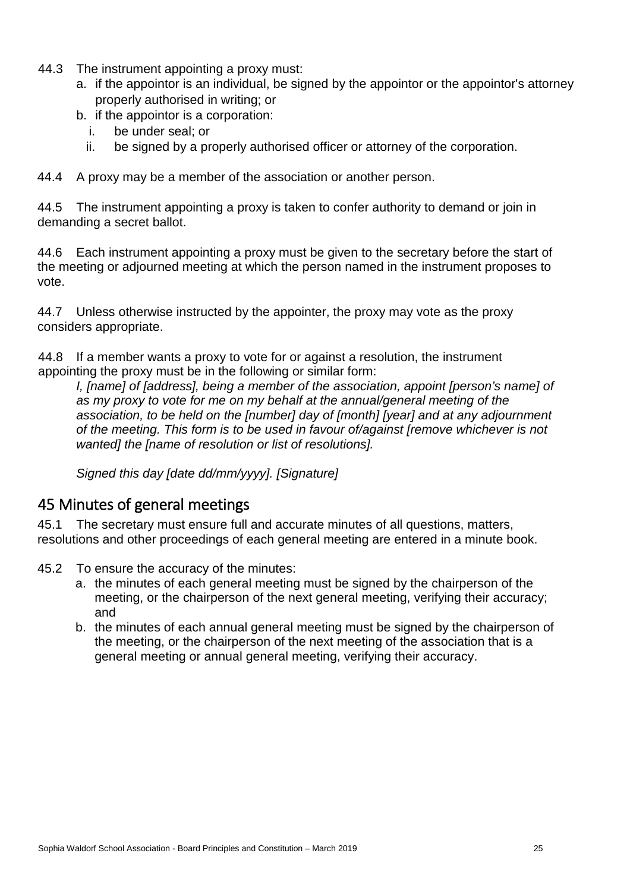44.3 The instrument appointing a proxy must:

a. if the appointor is an individual, be signed by the appointor or the appointor's attorney properly authorised in writing; or
b. if the appointor is a corporation:
   i. be under seal; or
   ii. be signed by a properly authorised officer or attorney of the corporation.

44.4 A proxy may be a member of the association or another person.

44.5 The instrument appointing a proxy is taken to confer authority to demand or join in demanding a secret ballot.

44.6 Each instrument appointing a proxy must be given to the secretary before the start of the meeting or adjourned meeting at which the person named in the instrument proposes to vote.

44.7 Unless otherwise instructed by the appointer, the proxy may vote as the proxy considers appropriate.

44.8 If a member wants a proxy to vote for or against a resolution, the instrument appointing the proxy must be in the following or similar form:

*I, [name] of [address], being a member of the association, appoint [person's name] of as my proxy to vote for me on my behalf at the annual/general meeting of the association, to be held on the [number] day of [month] [year] and at any adjournment of the meeting. This form is to be used in favour of/against [remove whichever is not wanted] the [name of resolution or list of resolutions].*

*Signed this day [date dd/mm/yyyy]. [Signature]*

## 45 Minutes of general meetings

45.1 The secretary must ensure full and accurate minutes of all questions, matters, resolutions and other proceedings of each general meeting are entered in a minute book.

45.2 To ensure the accuracy of the minutes:

a. the minutes of each general meeting must be signed by the chairperson of the meeting, or the chairperson of the next general meeting, verifying their accuracy; and
b. the minutes of each annual general meeting must be signed by the chairperson of the meeting, or the chairperson of the next meeting of the association that is a general meeting or annual general meeting, verifying their accuracy.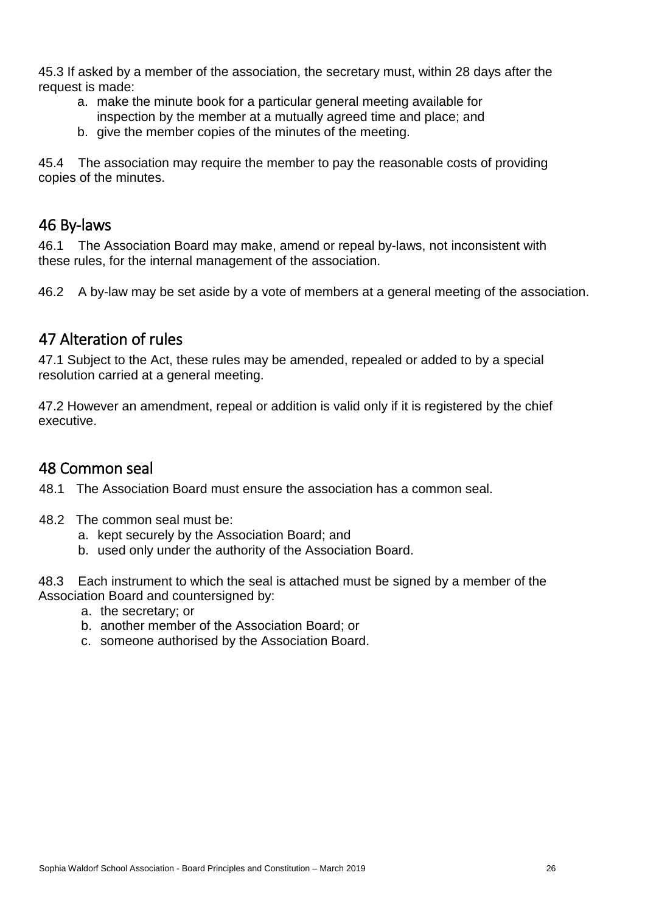45.3 If asked by a member of the association, the secretary must, within 28 days after the request is made:

a. make the minute book for a particular general meeting available for inspection by the member at a mutually agreed time and place; and
b. give the member copies of the minutes of the meeting.

45.4 The association may require the member to pay the reasonable costs of providing copies of the minutes.

## 46 By-laws

46.1 The Association Board may make, amend or repeal by-laws, not inconsistent with these rules, for the internal management of the association.

46.2 A by-law may be set aside by a vote of members at a general meeting of the association.

## 47 Alteration of rules

47.1 Subject to the Act, these rules may be amended, repealed or added to by a special resolution carried at a general meeting.

47.2 However an amendment, repeal or addition is valid only if it is registered by the chief executive.

## 48 Common seal

48.1 The Association Board must ensure the association has a common seal.

48.2 The common seal must be:

a. kept securely by the Association Board; and
b. used only under the authority of the Association Board.

48.3 Each instrument to which the seal is attached must be signed by a member of the Association Board and countersigned by:

a. the secretary; or
b. another member of the Association Board; or
c. someone authorised by the Association Board.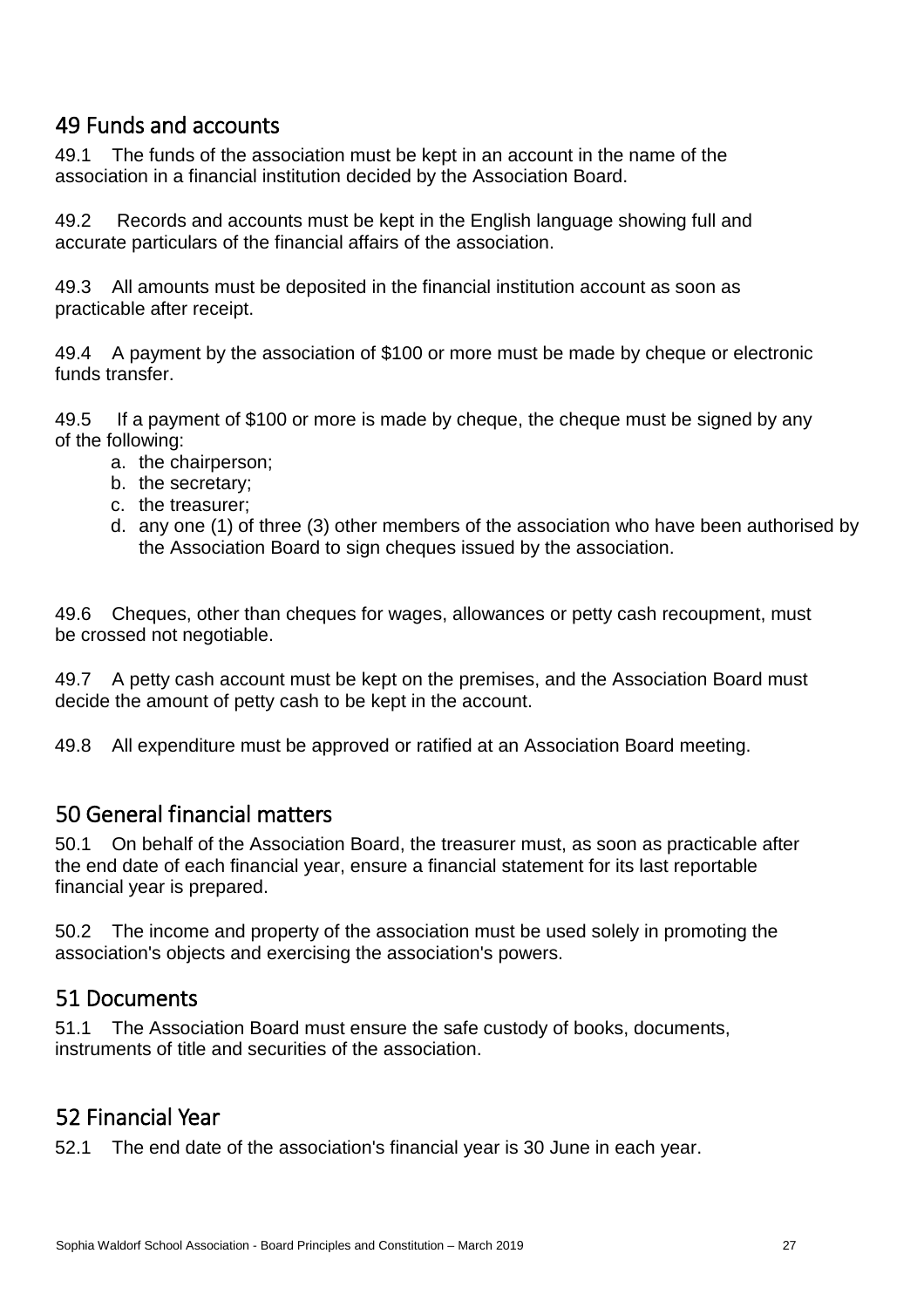## 49 Funds and accounts

49.1 The funds of the association must be kept in an account in the name of the association in a financial institution decided by the Association Board.

49.2 Records and accounts must be kept in the English language showing full and accurate particulars of the financial affairs of the association.

49.3 All amounts must be deposited in the financial institution account as soon as practicable after receipt.

49.4 A payment by the association of $100 or more must be made by cheque or electronic funds transfer.

49.5 If a payment of $100 or more is made by cheque, the cheque must be signed by any of the following:

a. the chairperson;
b. the secretary;
c. the treasurer;
d. any one (1) of three (3) other members of the association who have been authorised by the Association Board to sign cheques issued by the association.

49.6 Cheques, other than cheques for wages, allowances or petty cash recoupment, must be crossed not negotiable.

49.7 A petty cash account must be kept on the premises, and the Association Board must decide the amount of petty cash to be kept in the account.

49.8 All expenditure must be approved or ratified at an Association Board meeting.

## 50 General financial matters

50.1 On behalf of the Association Board, the treasurer must, as soon as practicable after the end date of each financial year, ensure a financial statement for its last reportable financial year is prepared.

50.2 The income and property of the association must be used solely in promoting the association's objects and exercising the association's powers.

## 51 Documents

51.1 The Association Board must ensure the safe custody of books, documents, instruments of title and securities of the association.

## 52 Financial Year

52.1 The end date of the association's financial year is 30 June in each year.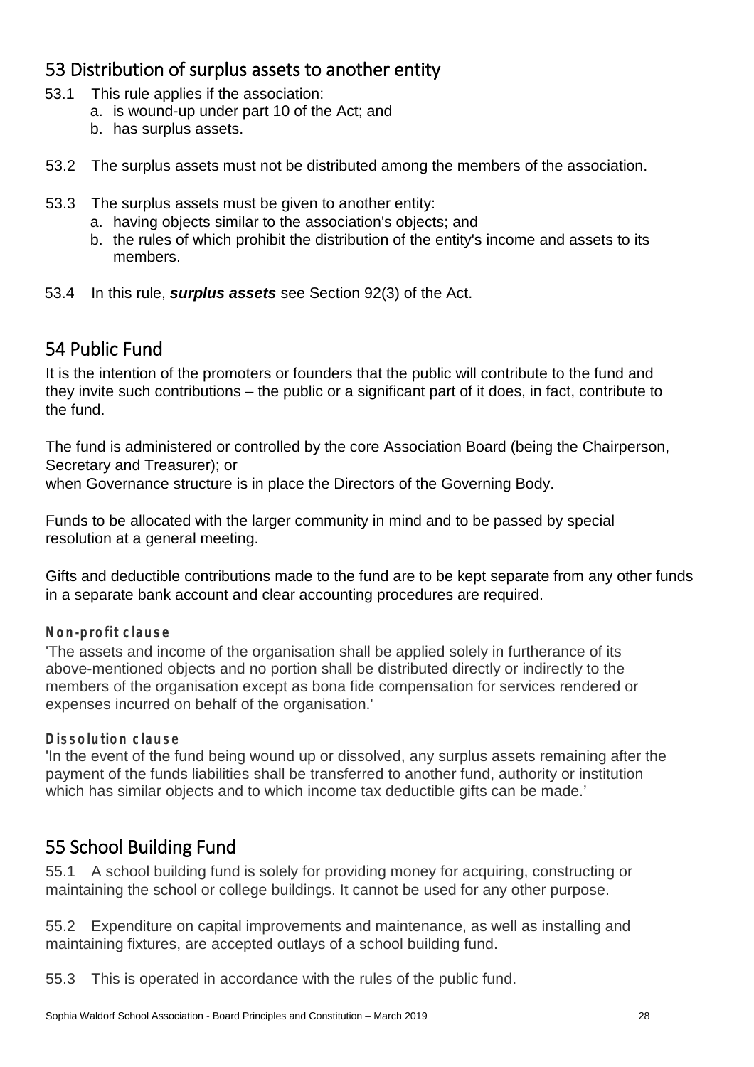## 53 Distribution of surplus assets to another entity

53.1 This rule applies if the association:

a. is wound-up under part 10 of the Act; and
b. has surplus assets.

53.2 The surplus assets must not be distributed among the members of the association.

53.3 The surplus assets must be given to another entity:

a. having objects similar to the association's objects; and
b. the rules of which prohibit the distribution of the entity's income and assets to its members.

53.4 In this rule, ***surplus assets*** see Section 92(3) of the Act.

## 54 Public Fund

It is the intention of the promoters or founders that the public will contribute to the fund and they invite such contributions – the public or a significant part of it does, in fact, contribute to the fund.

The fund is administered or controlled by the core Association Board (being the Chairperson, Secretary and Treasurer); or
when Governance structure is in place the Directors of the Governing Body.

Funds to be allocated with the larger community in mind and to be passed by special resolution at a general meeting.

Gifts and deductible contributions made to the fund are to be kept separate from any other funds in a separate bank account and clear accounting procedures are required.

**Non-profit clause**

'The assets and income of the organisation shall be applied solely in furtherance of its above-mentioned objects and no portion shall be distributed directly or indirectly to the members of the organisation except as bona fide compensation for services rendered or expenses incurred on behalf of the organisation.'

**Dissolution clause**

'In the event of the fund being wound up or dissolved, any surplus assets remaining after the payment of the funds liabilities shall be transferred to another fund, authority or institution which has similar objects and to which income tax deductible gifts can be made.'

## 55 School Building Fund

55.1 A school building fund is solely for providing money for acquiring, constructing or maintaining the school or college buildings. It cannot be used for any other purpose.

55.2 Expenditure on capital improvements and maintenance, as well as installing and maintaining fixtures, are accepted outlays of a school building fund.

55.3 This is operated in accordance with the rules of the public fund.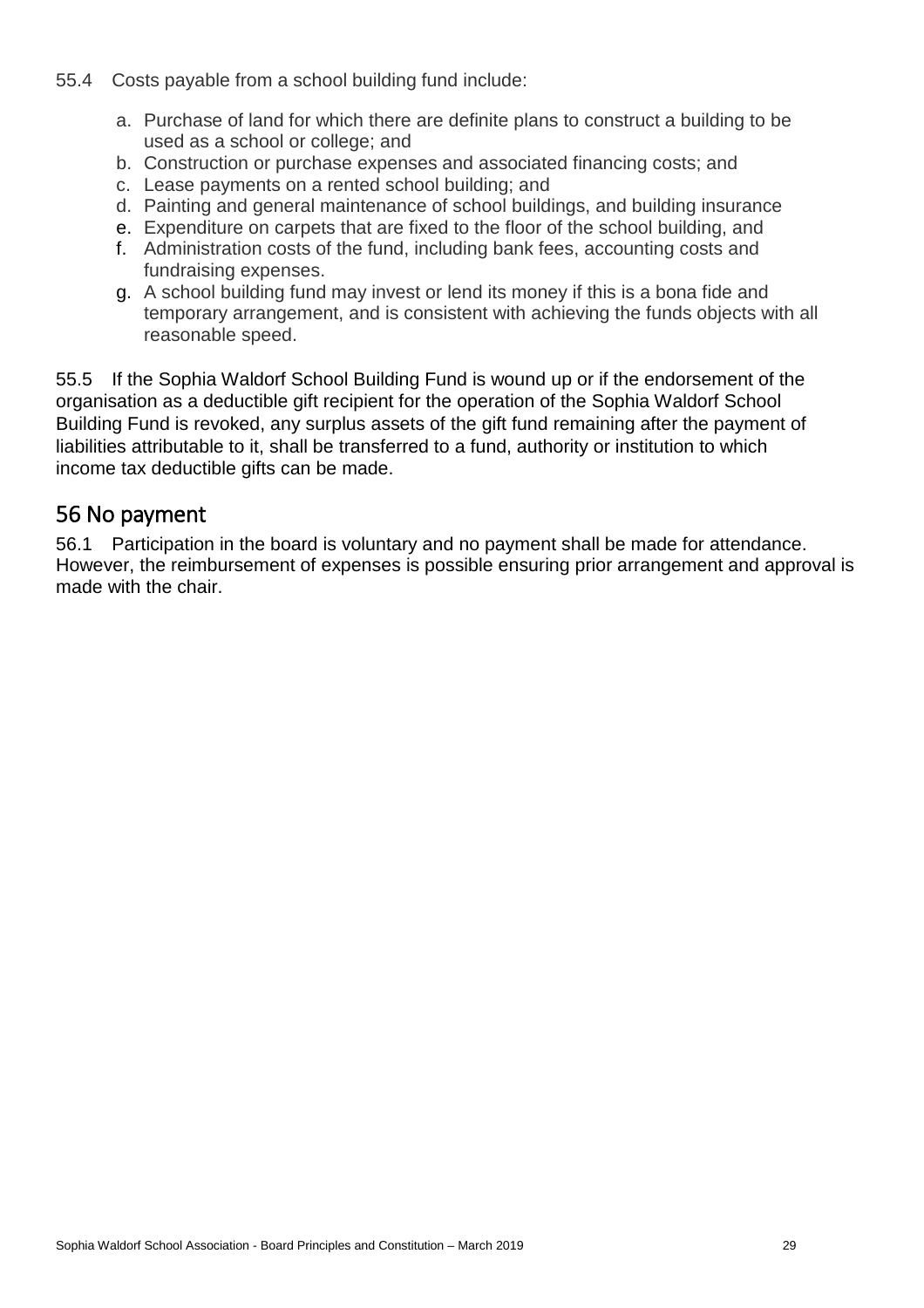55.4 Costs payable from a school building fund include:

a. Purchase of land for which there are definite plans to construct a building to be used as a school or college; and
b. Construction or purchase expenses and associated financing costs; and
c. Lease payments on a rented school building; and
d. Painting and general maintenance of school buildings, and building insurance
e. Expenditure on carpets that are fixed to the floor of the school building, and
f. Administration costs of the fund, including bank fees, accounting costs and fundraising expenses.
g. A school building fund may invest or lend its money if this is a bona fide and temporary arrangement, and is consistent with achieving the funds objects with all reasonable speed.

55.5 If the Sophia Waldorf School Building Fund is wound up or if the endorsement of the organisation as a deductible gift recipient for the operation of the Sophia Waldorf School Building Fund is revoked, any surplus assets of the gift fund remaining after the payment of liabilities attributable to it, shall be transferred to a fund, authority or institution to which income tax deductible gifts can be made.

## 56 No payment

56.1 Participation in the board is voluntary and no payment shall be made for attendance. However, the reimbursement of expenses is possible ensuring prior arrangement and approval is made with the chair.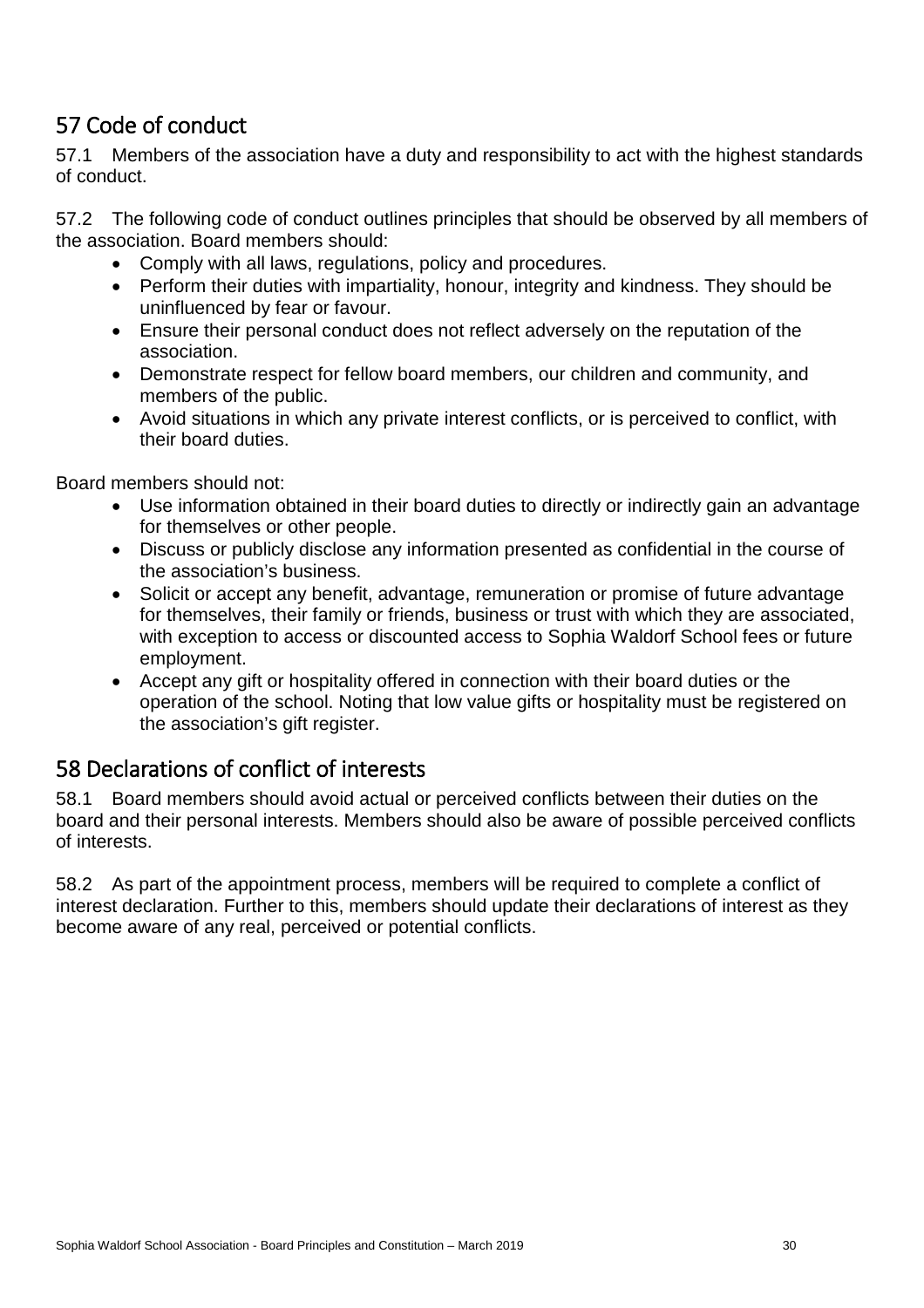## 57 Code of conduct

57.1 Members of the association have a duty and responsibility to act with the highest standards of conduct.

57.2 The following code of conduct outlines principles that should be observed by all members of the association. Board members should:

- Comply with all laws, regulations, policy and procedures.
- Perform their duties with impartiality, honour, integrity and kindness. They should be uninfluenced by fear or favour.
- Ensure their personal conduct does not reflect adversely on the reputation of the association.
- Demonstrate respect for fellow board members, our children and community, and members of the public.
- Avoid situations in which any private interest conflicts, or is perceived to conflict, with their board duties.

Board members should not:

- Use information obtained in their board duties to directly or indirectly gain an advantage for themselves or other people.
- Discuss or publicly disclose any information presented as confidential in the course of the association's business.
- Solicit or accept any benefit, advantage, remuneration or promise of future advantage for themselves, their family or friends, business or trust with which they are associated, with exception to access or discounted access to Sophia Waldorf School fees or future employment.
- Accept any gift or hospitality offered in connection with their board duties or the operation of the school. Noting that low value gifts or hospitality must be registered on the association's gift register.

## 58 Declarations of conflict of interests

58.1 Board members should avoid actual or perceived conflicts between their duties on the board and their personal interests. Members should also be aware of possible perceived conflicts of interests.

58.2 As part of the appointment process, members will be required to complete a conflict of interest declaration. Further to this, members should update their declarations of interest as they become aware of any real, perceived or potential conflicts.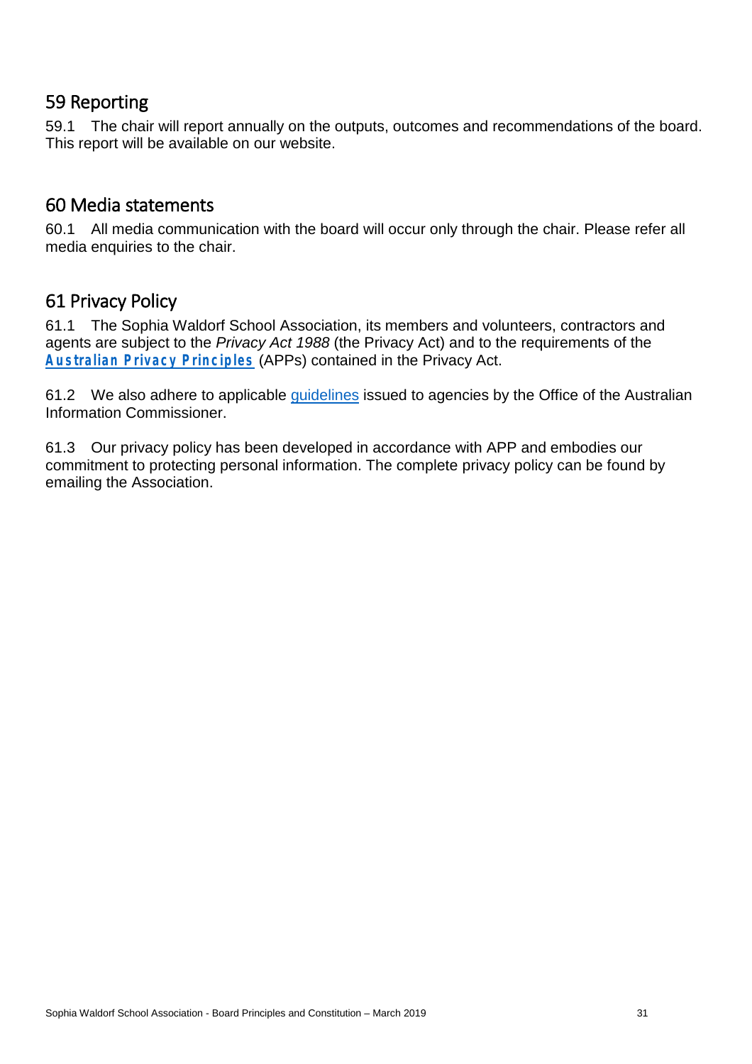## 59 Reporting

59.1 The chair will report annually on the outputs, outcomes and recommendations of the board. This report will be available on our website.

## 60 Media statements

60.1 All media communication with the board will occur only through the chair. Please refer all media enquiries to the chair.

## 61 Privacy Policy

61.1 The Sophia Waldorf School Association, its members and volunteers, contractors and agents are subject to the *Privacy Act 1988* (the Privacy Act) and to the requirements of the **Australian Privacy Principles** (APPs) contained in the Privacy Act.

61.2 We also adhere to applicable guidelines issued to agencies by the Office of the Australian Information Commissioner.

61.3 Our privacy policy has been developed in accordance with APP and embodies our commitment to protecting personal information. The complete privacy policy can be found by emailing the Association.